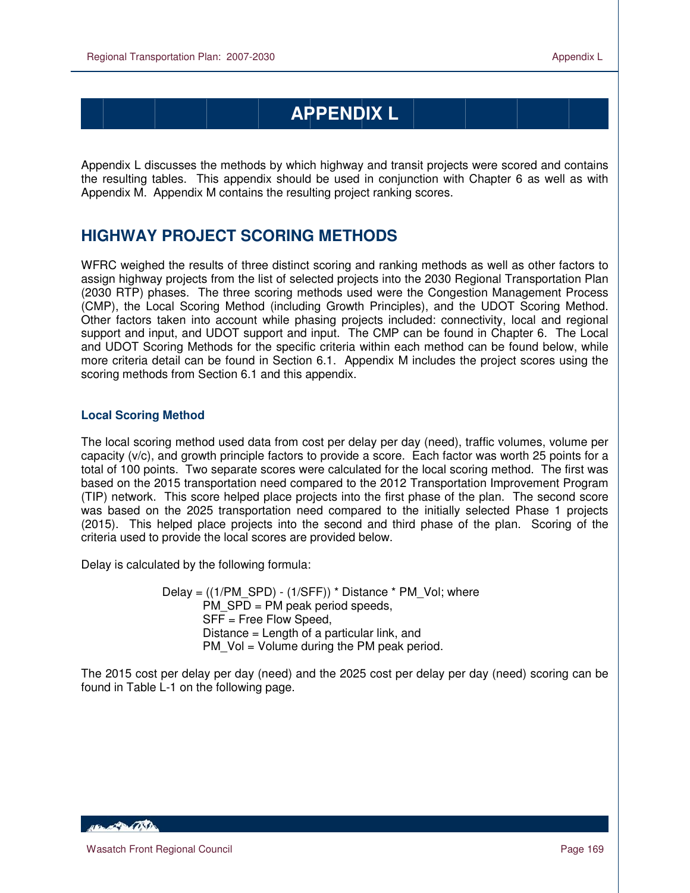# APPENDIX L

Appendix L discusses the methods by which highway and transit projects were scored and contains the resulting tables. This appendix should be used in conjunction with Chapter 6 as well as with Appendix M. Appendix M contains the resulting project ranking scores.

## HIGHWAY PROJECT SCORING METHODS

WFRC weighed the results of three distinct scoring and ranking methods as well as other factors to assign highway projects from the list of selected projects into the 2030 Regional Transportation Plan (2030 RTP) phases. The three scoring methods used were the Congestion Management Process (CMP), the Local Scoring Method (including Growth Principles), and the UDOT Scoring Method. Other factors taken into account while phasing projects included: connectivity, local and regional support and input, and UDOT support and input. The CMP can be found in Chapter 6. The Local and UDOT Scoring Methods for the specific criteria within each method can be found below, while more criteria detail can be found in Section 6.1. Appendix M includes the project scores using the scoring methods from Section 6.1 and this appendix.

### Local Scoring Method

The local scoring method used data from cost per delay per day (need), traffic volumes, volume per capacity (v/c), and growth principle factors to provide a score. Each factor was worth 25 points for a total of 100 points. Two separate scores were calculated for the local scoring method. The first was based on the 2015 transportation need compared to the 2012 Transportation Improvement Program (TIP) network. This score helped place projects into the first phase of the plan. The second score was based on the 2025 transportation need compared to the initially selected Phase 1 projects (2015). This helped place projects into the second and third phase of the plan. Scoring of the criteria used to provide the local scores are provided below.

Delay is calculated by the following formula:

Delay = ((1/PM_SPD) - (1/SFF)) * Distance * PM_Vol; where
PM_SPD = PM peak period speeds,
SFF = Free Flow Speed,
Distance = Length of a particular link, and
PM_Vol = Volume during the PM peak period.

The 2015 cost per delay per day (need) and the 2025 cost per delay per day (need) scoring can be found in Table L-1 on the following page.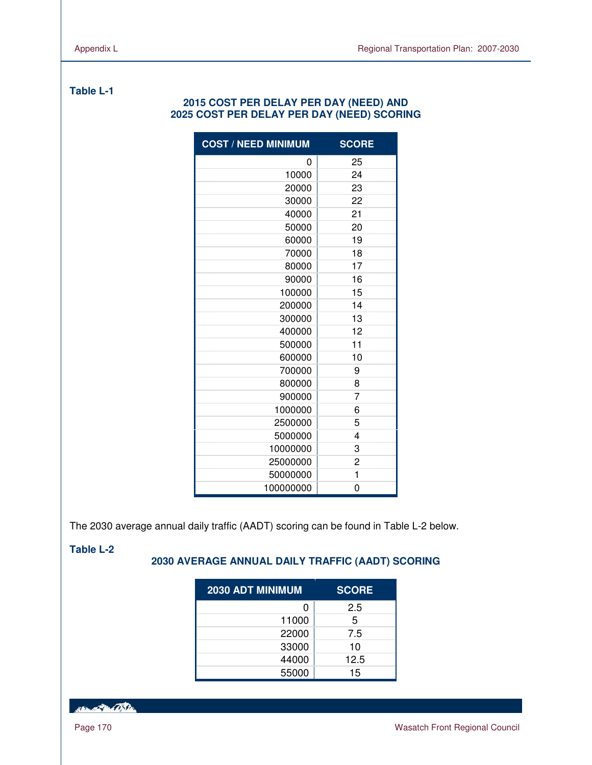**Table L-1**

**2015 COST PER DELAY PER DAY (NEED) AND 2025 COST PER DELAY PER DAY (NEED) SCORING**

| COST / NEED MINIMUM | SCORE |
| ---: | :---: |
| 0 | 25 |
| 10000 | 24 |
| 20000 | 23 |
| 30000 | 22 |
| 40000 | 21 |
| 50000 | 20 |
| 60000 | 19 |
| 70000 | 18 |
| 80000 | 17 |
| 90000 | 16 |
| 100000 | 15 |
| 200000 | 14 |
| 300000 | 13 |
| 400000 | 12 |
| 500000 | 11 |
| 600000 | 10 |
| 700000 | 9 |
| 800000 | 8 |
| 900000 | 7 |
| 1000000 | 6 |
| 2500000 | 5 |
| 5000000 | 4 |
| 10000000 | 3 |
| 25000000 | 2 |
| 50000000 | 1 |
| 100000000 | 0 |

The 2030 average annual daily traffic (AADT) scoring can be found in Table L-2 below.

**Table L-2**

**2030 AVERAGE ANNUAL DAILY TRAFFIC (AADT) SCORING**

| 2030 ADT MINIMUM | SCORE |
| ---: | :---: |
| 0 | 2.5 |
| 11000 | 5 |
| 22000 | 7.5 |
| 33000 | 10 |
| 44000 | 12.5 |
| 55000 | 15 |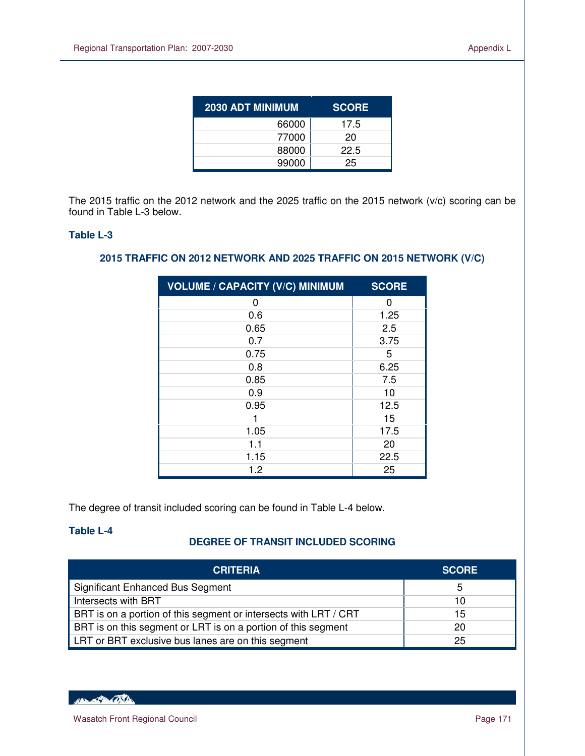| 2030 ADT MINIMUM | SCORE |
|---|---|
| 66000 | 17.5 |
| 77000 | 20 |
| 88000 | 22.5 |
| 99000 | 25 |

The 2015 traffic on the 2012 network and the 2025 traffic on the 2015 network (v/c) scoring can be found in Table L-3 below.

**Table L-3**

**2015 TRAFFIC ON 2012 NETWORK AND 2025 TRAFFIC ON 2015 NETWORK (V/C)**

| VOLUME / CAPACITY (V/C) MINIMUM | SCORE |
|---|---|
| 0 | 0 |
| 0.6 | 1.25 |
| 0.65 | 2.5 |
| 0.7 | 3.75 |
| 0.75 | 5 |
| 0.8 | 6.25 |
| 0.85 | 7.5 |
| 0.9 | 10 |
| 0.95 | 12.5 |
| 1 | 15 |
| 1.05 | 17.5 |
| 1.1 | 20 |
| 1.15 | 22.5 |
| 1.2 | 25 |

The degree of transit included scoring can be found in Table L-4 below.

**Table L-4**

**DEGREE OF TRANSIT INCLUDED SCORING**

| CRITERIA | SCORE |
|---|---|
| Significant Enhanced Bus Segment | 5 |
| Intersects with BRT | 10 |
| BRT is on a portion of this segment or intersects with LRT / CRT | 15 |
| BRT is on this segment or LRT is on a portion of this segment | 20 |
| LRT or BRT exclusive bus lanes are on this segment | 25 |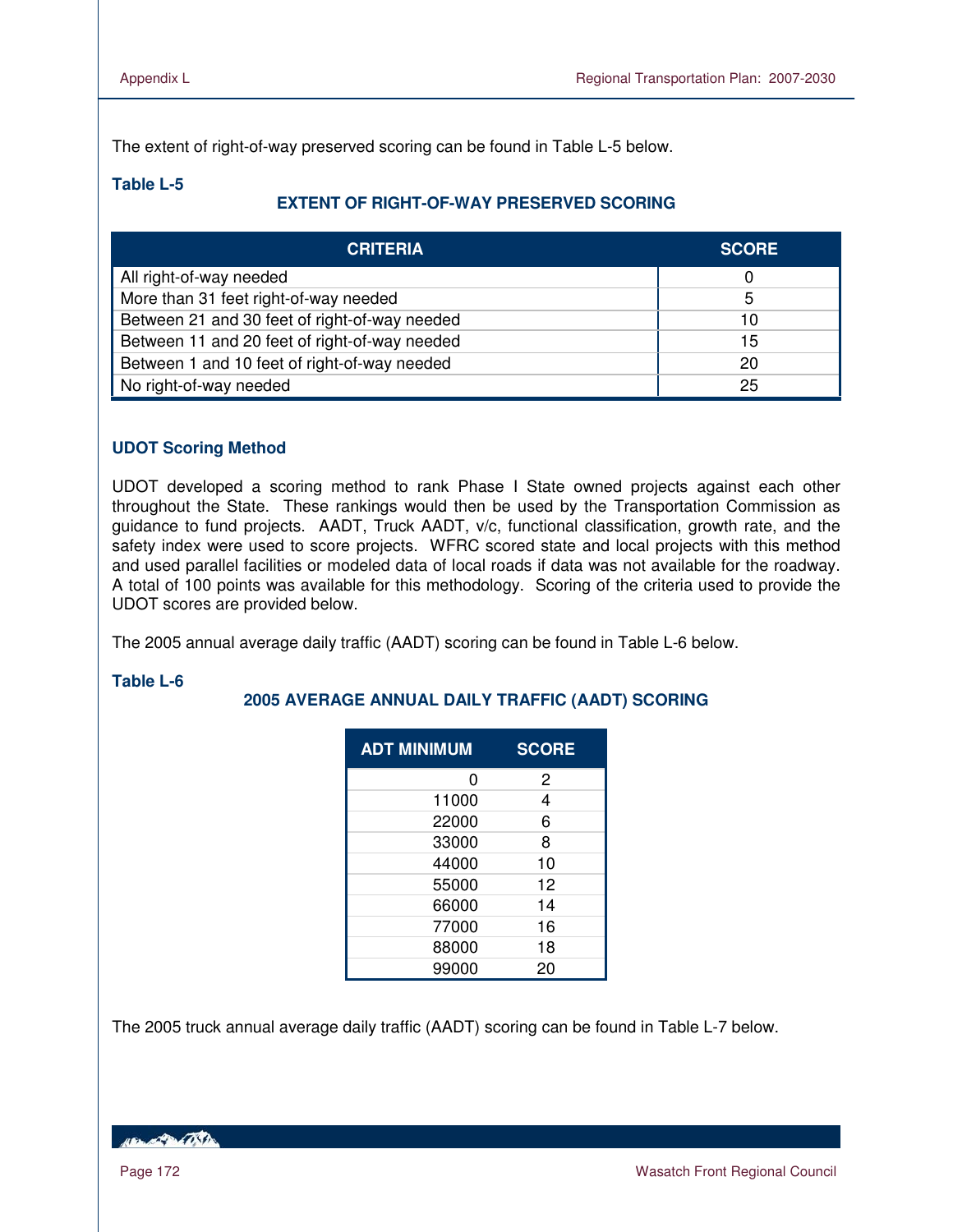The extent of right-of-way preserved scoring can be found in Table L-5 below.

**Table L-5**

**EXTENT OF RIGHT-OF-WAY PRESERVED SCORING**

| CRITERIA | SCORE |
|---|---|
| All right-of-way needed | 0 |
| More than 31 feet right-of-way needed | 5 |
| Between 21 and 30 feet of right-of-way needed | 10 |
| Between 11 and 20 feet of right-of-way needed | 15 |
| Between 1 and 10 feet of right-of-way needed | 20 |
| No right-of-way needed | 25 |

### UDOT Scoring Method

UDOT developed a scoring method to rank Phase I State owned projects against each other throughout the State. These rankings would then be used by the Transportation Commission as guidance to fund projects. AADT, Truck AADT, v/c, functional classification, growth rate, and the safety index were used to score projects. WFRC scored state and local projects with this method and used parallel facilities or modeled data of local roads if data was not available for the roadway. A total of 100 points was available for this methodology. Scoring of the criteria used to provide the UDOT scores are provided below.

The 2005 annual average daily traffic (AADT) scoring can be found in Table L-6 below.

**Table L-6**

**2005 AVERAGE ANNUAL DAILY TRAFFIC (AADT) SCORING**

| ADT MINIMUM | SCORE |
|---|---|
| 0 | 2 |
| 11000 | 4 |
| 22000 | 6 |
| 33000 | 8 |
| 44000 | 10 |
| 55000 | 12 |
| 66000 | 14 |
| 77000 | 16 |
| 88000 | 18 |
| 99000 | 20 |

The 2005 truck annual average daily traffic (AADT) scoring can be found in Table L-7 below.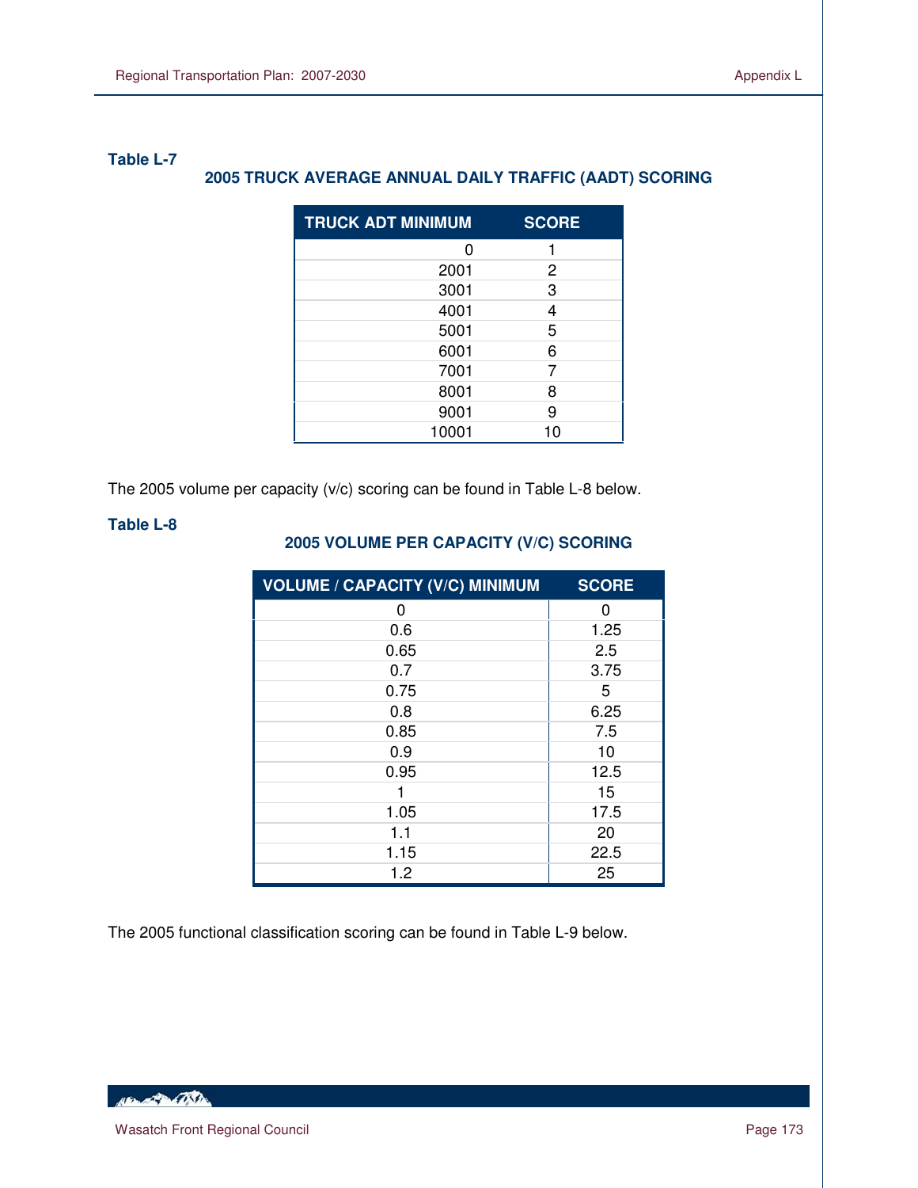**Table L-7**

**2005 TRUCK AVERAGE ANNUAL DAILY TRAFFIC (AADT) SCORING**

| TRUCK ADT MINIMUM | SCORE |
|---|---|
| 0 | 1 |
| 2001 | 2 |
| 3001 | 3 |
| 4001 | 4 |
| 5001 | 5 |
| 6001 | 6 |
| 7001 | 7 |
| 8001 | 8 |
| 9001 | 9 |
| 10001 | 10 |

The 2005 volume per capacity (v/c) scoring can be found in Table L-8 below.

**Table L-8**

**2005 VOLUME PER CAPACITY (V/C) SCORING**

| VOLUME / CAPACITY (V/C) MINIMUM | SCORE |
|---|---|
| 0 | 0 |
| 0.6 | 1.25 |
| 0.65 | 2.5 |
| 0.7 | 3.75 |
| 0.75 | 5 |
| 0.8 | 6.25 |
| 0.85 | 7.5 |
| 0.9 | 10 |
| 0.95 | 12.5 |
| 1 | 15 |
| 1.05 | 17.5 |
| 1.1 | 20 |
| 1.15 | 22.5 |
| 1.2 | 25 |

The 2005 functional classification scoring can be found in Table L-9 below.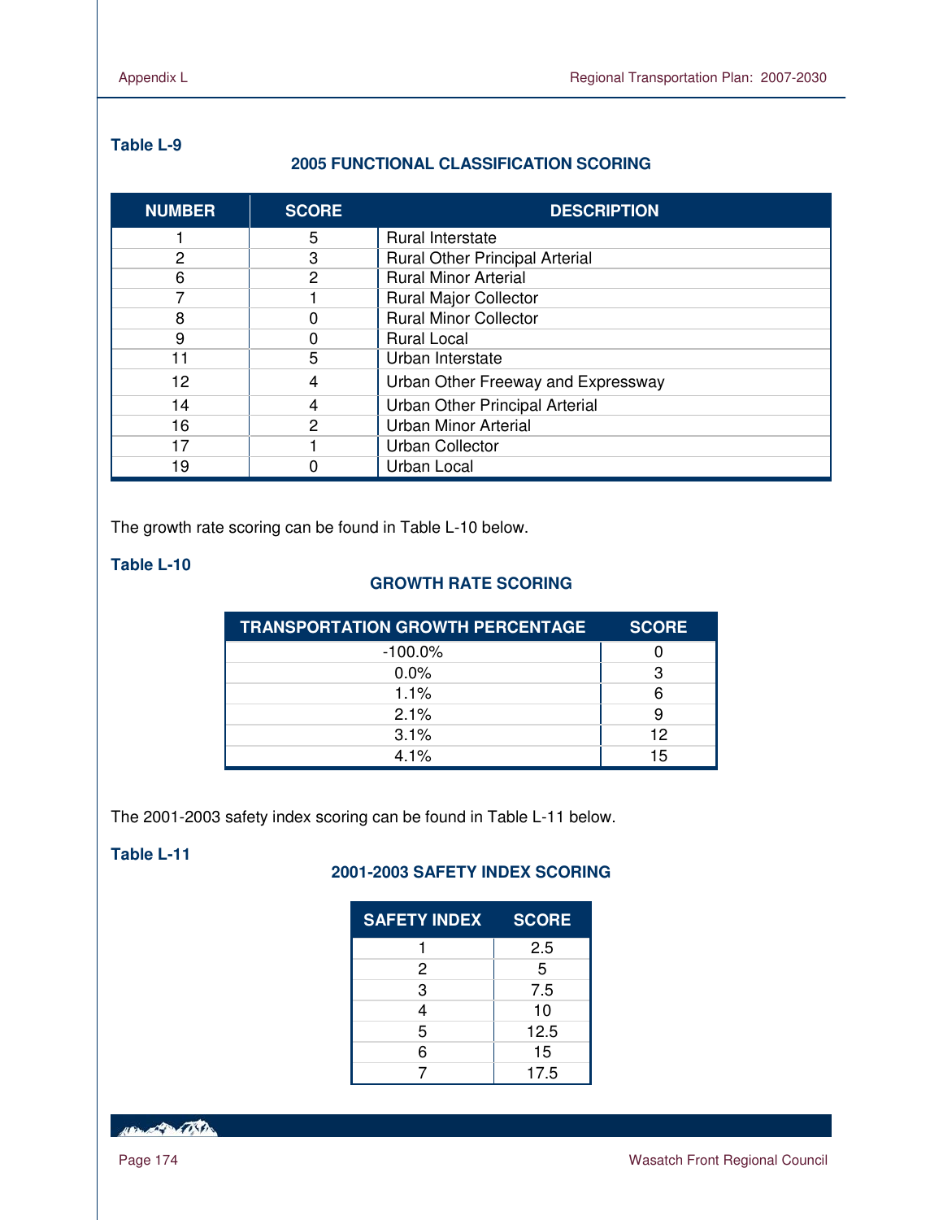**Table L-9**

### 2005 FUNCTIONAL CLASSIFICATION SCORING

| NUMBER | SCORE | DESCRIPTION |
| --- | --- | --- |
| 1 | 5 | Rural Interstate |
| 2 | 3 | Rural Other Principal Arterial |
| 6 | 2 | Rural Minor Arterial |
| 7 | 1 | Rural Major Collector |
| 8 | 0 | Rural Minor Collector |
| 9 | 0 | Rural Local |
| 11 | 5 | Urban Interstate |
| 12 | 4 | Urban Other Freeway and Expressway |
| 14 | 4 | Urban Other Principal Arterial |
| 16 | 2 | Urban Minor Arterial |
| 17 | 1 | Urban Collector |
| 19 | 0 | Urban Local |

The growth rate scoring can be found in Table L-10 below.

**Table L-10**

### GROWTH RATE SCORING

| TRANSPORTATION GROWTH PERCENTAGE | SCORE |
| --- | --- |
| -100.0% | 0 |
| 0.0% | 3 |
| 1.1% | 6 |
| 2.1% | 9 |
| 3.1% | 12 |
| 4.1% | 15 |

The 2001-2003 safety index scoring can be found in Table L-11 below.

**Table L-11**

### 2001-2003 SAFETY INDEX SCORING

| SAFETY INDEX | SCORE |
| --- | --- |
| 1 | 2.5 |
| 2 | 5 |
| 3 | 7.5 |
| 4 | 10 |
| 5 | 12.5 |
| 6 | 15 |
| 7 | 17.5 |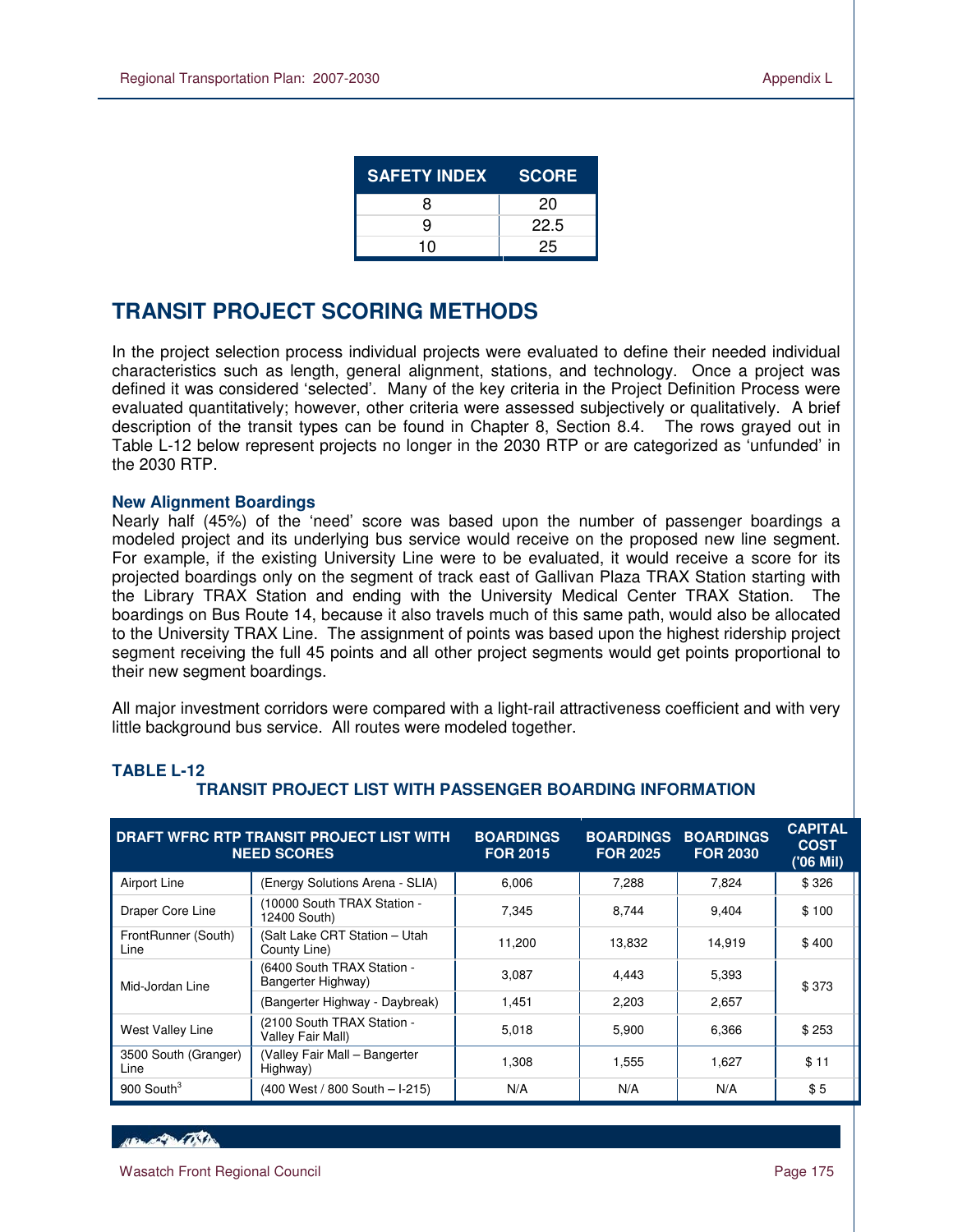| SAFETY INDEX | SCORE |
|---|---|
| 8 | 20 |
| 9 | 22.5 |
| 10 | 25 |

## TRANSIT PROJECT SCORING METHODS

In the project selection process individual projects were evaluated to define their needed individual characteristics such as length, general alignment, stations, and technology. Once a project was defined it was considered 'selected'. Many of the key criteria in the Project Definition Process were evaluated quantitatively; however, other criteria were assessed subjectively or qualitatively. A brief description of the transit types can be found in Chapter 8, Section 8.4. The rows grayed out in Table L-12 below represent projects no longer in the 2030 RTP or are categorized as 'unfunded' in the 2030 RTP.

### New Alignment Boardings

Nearly half (45%) of the 'need' score was based upon the number of passenger boardings a modeled project and its underlying bus service would receive on the proposed new line segment. For example, if the existing University Line were to be evaluated, it would receive a score for its projected boardings only on the segment of track east of Gallivan Plaza TRAX Station starting with the Library TRAX Station and ending with the University Medical Center TRAX Station. The boardings on Bus Route 14, because it also travels much of this same path, would also be allocated to the University TRAX Line. The assignment of points was based upon the highest ridership project segment receiving the full 45 points and all other project segments would get points proportional to their new segment boardings.

All major investment corridors were compared with a light-rail attractiveness coefficient and with very little background bus service. All routes were modeled together.

**TABLE L-12**
**TRANSIT PROJECT LIST WITH PASSENGER BOARDING INFORMATION**

| DRAFT WFRC RTP TRANSIT PROJECT LIST WITH NEED SCORES | | BOARDINGS FOR 2015 | BOARDINGS FOR 2025 | BOARDINGS FOR 2030 | CAPITAL COST ('06 Mil) |
|---|---|---|---|---|---|
| Airport Line | (Energy Solutions Arena - SLIA) | 6,006 | 7,288 | 7,824 | $ 326 |
| Draper Core Line | (10000 South TRAX Station - 12400 South) | 7,345 | 8,744 | 9,404 | $ 100 |
| FrontRunner (South) Line | (Salt Lake CRT Station – Utah County Line) | 11,200 | 13,832 | 14,919 | $ 400 |
| Mid-Jordan Line | (6400 South TRAX Station - Bangerter Highway) | 3,087 | 4,443 | 5,393 | $ 373 |
| | (Bangerter Highway - Daybreak) | 1,451 | 2,203 | 2,657 | |
| West Valley Line | (2100 South TRAX Station - Valley Fair Mall) | 5,018 | 5,900 | 6,366 | $ 253 |
| 3500 South (Granger) Line | (Valley Fair Mall – Bangerter Highway) | 1,308 | 1,555 | 1,627 | $ 11 |
| 900 South[3] | (400 West / 800 South – I-215) | N/A | N/A | N/A | $ 5 |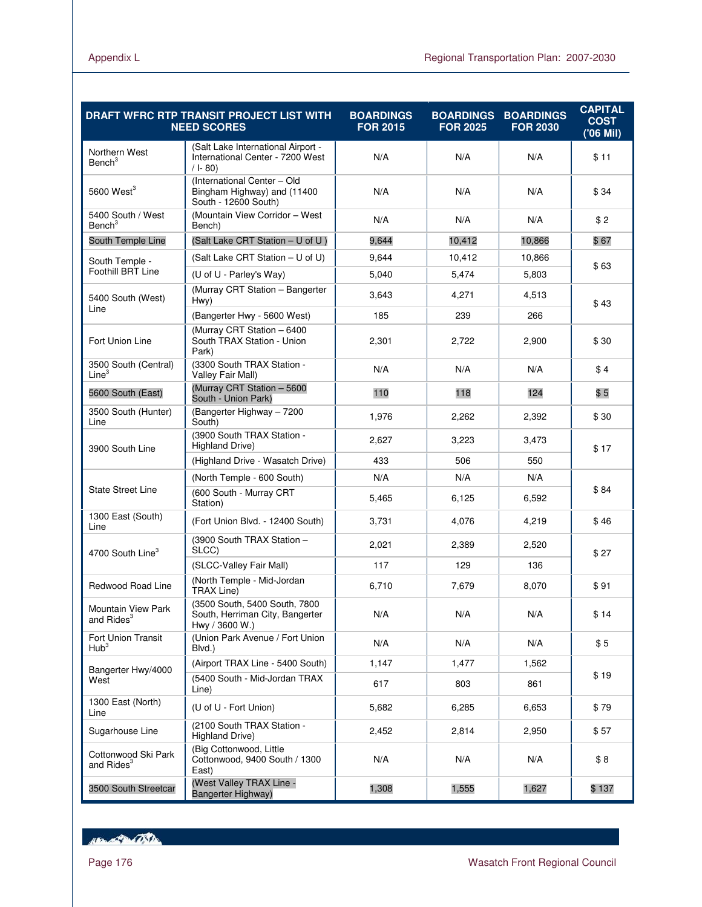| DRAFT WFRC RTP TRANSIT PROJECT LIST WITH NEED SCORES | | BOARDINGS FOR 2015 | BOARDINGS FOR 2025 | BOARDINGS FOR 2030 | CAPITAL COST ('06 Mil) |
|---|---|---|---|---|---|
| Northern West Bench[3] | (Salt Lake International Airport - International Center - 7200 West / I- 80) | N/A | N/A | N/A | $ 11 |
| 5600 West[3] | (International Center – Old Bingham Highway) and (11400 South - 12600 South) | N/A | N/A | N/A | $ 34 |
| 5400 South / West Bench[3] | (Mountain View Corridor – West Bench) | N/A | N/A | N/A | $ 2 |
| South Temple Line | (Salt Lake CRT Station – U of U ) | 9,644 | 10,412 | 10,866 | $ 67 |
| South Temple - Foothill BRT Line | (Salt Lake CRT Station – U of U) | 9,644 | 10,412 | 10,866 | $ 63 |
| | (U of U - Parley's Way) | 5,040 | 5,474 | 5,803 | |
| 5400 South (West) Line | (Murray CRT Station – Bangerter Hwy) | 3,643 | 4,271 | 4,513 | $ 43 |
| | (Bangerter Hwy - 5600 West) | 185 | 239 | 266 | |
| Fort Union Line | (Murray CRT Station – 6400 South TRAX Station - Union Park) | 2,301 | 2,722 | 2,900 | $ 30 |
| 3500 South (Central) Line[3] | (3300 South TRAX Station - Valley Fair Mall) | N/A | N/A | N/A | $ 4 |
| 5600 South (East) | (Murray CRT Station – 5600 South - Union Park) | 110 | 118 | 124 | $ 5 |
| 3500 South (Hunter) Line | (Bangerter Highway – 7200 South) | 1,976 | 2,262 | 2,392 | $ 30 |
| 3900 South Line | (3900 South TRAX Station - Highland Drive) | 2,627 | 3,223 | 3,473 | $ 17 |
| | (Highland Drive - Wasatch Drive) | 433 | 506 | 550 | |
| State Street Line | (North Temple - 600 South) | N/A | N/A | N/A | $ 84 |
| | (600 South - Murray CRT Station) | 5,465 | 6,125 | 6,592 | |
| 1300 East (South) Line | (Fort Union Blvd. - 12400 South) | 3,731 | 4,076 | 4,219 | $ 46 |
| 4700 South Line[3] | (3900 South TRAX Station – SLCC) | 2,021 | 2,389 | 2,520 | $ 27 |
| | (SLCC-Valley Fair Mall) | 117 | 129 | 136 | |
| Redwood Road Line | (North Temple - Mid-Jordan TRAX Line) | 6,710 | 7,679 | 8,070 | $ 91 |
| Mountain View Park and Rides[3] | (3500 South, 5400 South, 7800 South, Herriman City, Bangerter Hwy / 3600 W.) | N/A | N/A | N/A | $ 14 |
| Fort Union Transit Hub[3] | (Union Park Avenue / Fort Union Blvd.) | N/A | N/A | N/A | $ 5 |
| Bangerter Hwy/4000 West | (Airport TRAX Line - 5400 South) | 1,147 | 1,477 | 1,562 | $ 19 |
| | (5400 South - Mid-Jordan TRAX Line) | 617 | 803 | 861 | |
| 1300 East (North) Line | (U of U - Fort Union) | 5,682 | 6,285 | 6,653 | $ 79 |
| Sugarhouse Line | (2100 South TRAX Station - Highland Drive) | 2,452 | 2,814 | 2,950 | $ 57 |
| Cottonwood Ski Park and Rides[3] | (Big Cottonwood, Little Cottonwood, 9400 South / 1300 East) | N/A | N/A | N/A | $ 8 |
| 3500 South Streetcar | (West Valley TRAX Line - Bangerter Highway) | 1,308 | 1,555 | 1,627 | $ 137 |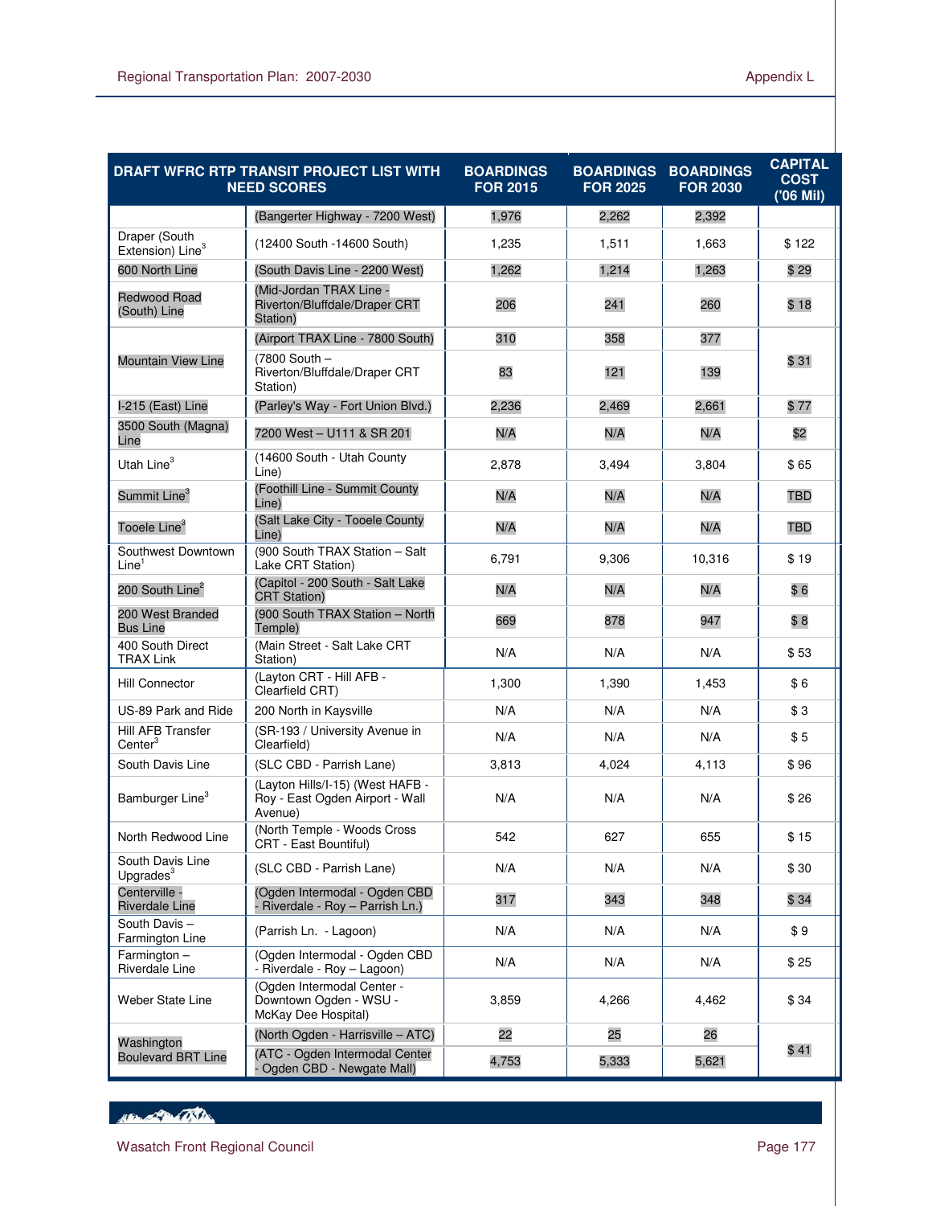| DRAFT WFRC RTP TRANSIT PROJECT LIST WITH NEED SCORES | | BOARDINGS FOR 2015 | BOARDINGS FOR 2025 | BOARDINGS FOR 2030 | CAPITAL COST ('06 Mil) |
|---|---|---|---|---|---|
| | (Bangerter Highway - 7200 West) | 1,976 | 2,262 | 2,392 | |
| Draper (South Extension) Line[3] | (12400 South -14600 South) | 1,235 | 1,511 | 1,663 | $ 122 |
| 600 North Line | (South Davis Line - 2200 West) | 1,262 | 1,214 | 1,263 | $ 29 |
| Redwood Road (South) Line | (Mid-Jordan TRAX Line - Riverton/Bluffdale/Draper CRT Station) | 206 | 241 | 260 | $ 18 |
| Mountain View Line | (Airport TRAX Line - 7800 South) | 310 | 358 | 377 | $ 31 |
| | (7800 South – Riverton/Bluffdale/Draper CRT Station) | 83 | 121 | 139 | |
| I-215 (East) Line | (Parley's Way - Fort Union Blvd.) | 2,236 | 2,469 | 2,661 | $ 77 |
| 3500 South (Magna) Line | 7200 West – U111 & SR 201 | N/A | N/A | N/A | $2 |
| Utah Line[3] | (14600 South - Utah County Line) | 2,878 | 3,494 | 3,804 | $ 65 |
| Summit Line[3] | (Foothill Line - Summit County Line) | N/A | N/A | N/A | TBD |
| Tooele Line[3] | (Salt Lake City - Tooele County Line) | N/A | N/A | N/A | TBD |
| Southwest Downtown Line[1] | (900 South TRAX Station – Salt Lake CRT Station) | 6,791 | 9,306 | 10,316 | $ 19 |
| 200 South Line[2] | (Capitol - 200 South - Salt Lake CRT Station) | N/A | N/A | N/A | $ 6 |
| 200 West Branded Bus Line | (900 South TRAX Station – North Temple) | 669 | 878 | 947 | $ 8 |
| 400 South Direct TRAX Link | (Main Street - Salt Lake CRT Station) | N/A | N/A | N/A | $ 53 |
| Hill Connector | (Layton CRT - Hill AFB - Clearfield CRT) | 1,300 | 1,390 | 1,453 | $ 6 |
| US-89 Park and Ride | 200 North in Kaysville | N/A | N/A | N/A | $ 3 |
| Hill AFB Transfer Center[3] | (SR-193 / University Avenue in Clearfield) | N/A | N/A | N/A | $ 5 |
| South Davis Line | (SLC CBD - Parrish Lane) | 3,813 | 4,024 | 4,113 | $ 96 |
| Bamburger Line[3] | (Layton Hills/I-15) (West HAFB - Roy - East Ogden Airport - Wall Avenue) | N/A | N/A | N/A | $ 26 |
| North Redwood Line | (North Temple - Woods Cross CRT - East Bountiful) | 542 | 627 | 655 | $ 15 |
| South Davis Line Upgrades[3] | (SLC CBD - Parrish Lane) | N/A | N/A | N/A | $ 30 |
| Centerville - Riverdale Line | (Ogden Intermodal - Ogden CBD - Riverdale - Roy – Parrish Ln.) | 317 | 343 | 348 | $ 34 |
| South Davis – Farmington Line | (Parrish Ln. - Lagoon) | N/A | N/A | N/A | $ 9 |
| Farmington – Riverdale Line | (Ogden Intermodal - Ogden CBD - Riverdale - Roy – Lagoon) | N/A | N/A | N/A | $ 25 |
| Weber State Line | (Ogden Intermodal Center - Downtown Ogden - WSU - McKay Dee Hospital) | 3,859 | 4,266 | 4,462 | $ 34 |
| Washington Boulevard BRT Line | (North Ogden - Harrisville – ATC) | 22 | 25 | 26 | $ 41 |
| | (ATC - Ogden Intermodal Center - Ogden CBD - Newgate Mall) | 4,753 | 5,333 | 5,621 | |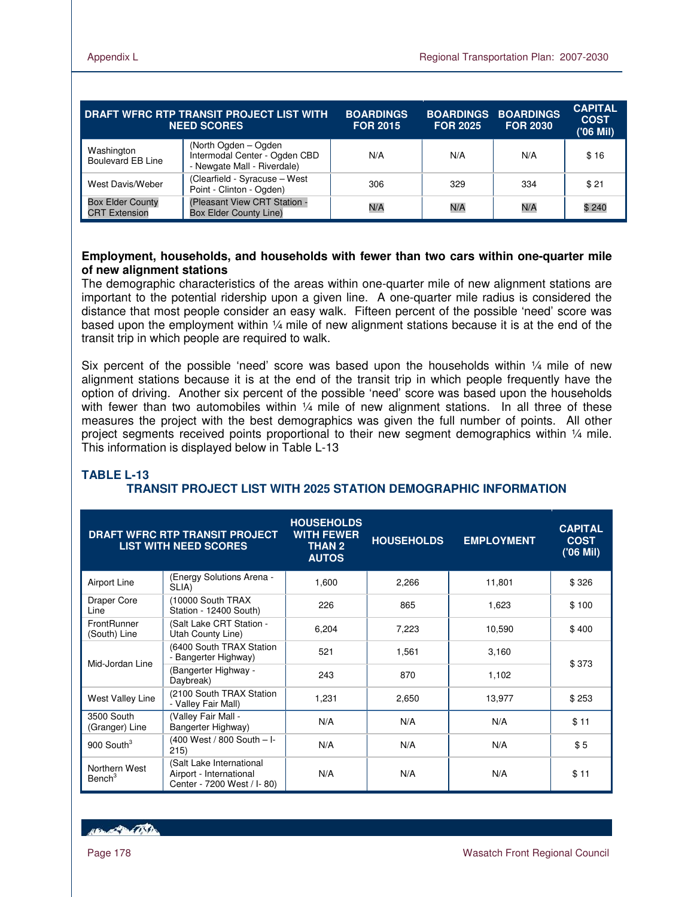| DRAFT WFRC RTP TRANSIT PROJECT LIST WITH NEED SCORES | | BOARDINGS FOR 2015 | BOARDINGS FOR 2025 | BOARDINGS FOR 2030 | CAPITAL COST ('06 Mil) |
|---|---|---|---|---|---|
| Washington Boulevard EB Line | (North Ogden – Ogden Intermodal Center - Ogden CBD - Newgate Mall - Riverdale) | N/A | N/A | N/A | $ 16 |
| West Davis/Weber | (Clearfield - Syracuse – West Point - Clinton - Ogden) | 306 | 329 | 334 | $ 21 |
| Box Elder County CRT Extension | (Pleasant View CRT Station - Box Elder County Line) | N/A | N/A | N/A | $ 240 |

**Employment, households, and households with fewer than two cars within one-quarter mile of new alignment stations**

The demographic characteristics of the areas within one-quarter mile of new alignment stations are important to the potential ridership upon a given line. A one-quarter mile radius is considered the distance that most people consider an easy walk. Fifteen percent of the possible 'need' score was based upon the employment within ¼ mile of new alignment stations because it is at the end of the transit trip in which people are required to walk.

Six percent of the possible 'need' score was based upon the households within ¼ mile of new alignment stations because it is at the end of the transit trip in which people frequently have the option of driving. Another six percent of the possible 'need' score was based upon the households with fewer than two automobiles within ¼ mile of new alignment stations. In all three of these measures the project with the best demographics was given the full number of points. All other project segments received points proportional to their new segment demographics within ¼ mile. This information is displayed below in Table L-13

### TABLE L-13
### TRANSIT PROJECT LIST WITH 2025 STATION DEMOGRAPHIC INFORMATION

| DRAFT WFRC RTP TRANSIT PROJECT LIST WITH NEED SCORES | | HOUSEHOLDS WITH FEWER THAN 2 AUTOS | HOUSEHOLDS | EMPLOYMENT | CAPITAL COST ('06 Mil) |
|---|---|---|---|---|---|
| Airport Line | (Energy Solutions Arena - SLIA) | 1,600 | 2,266 | 11,801 | $ 326 |
| Draper Core Line | (10000 South TRAX Station - 12400 South) | 226 | 865 | 1,623 | $ 100 |
| FrontRunner (South) Line | (Salt Lake CRT Station - Utah County Line) | 6,204 | 7,223 | 10,590 | $ 400 |
| Mid-Jordan Line | (6400 South TRAX Station - Bangerter Highway) | 521 | 1,561 | 3,160 | $ 373 |
| | (Bangerter Highway - Daybreak) | 243 | 870 | 1,102 | |
| West Valley Line | (2100 South TRAX Station - Valley Fair Mall) | 1,231 | 2,650 | 13,977 | $ 253 |
| 3500 South (Granger) Line | (Valley Fair Mall - Bangerter Highway) | N/A | N/A | N/A | $ 11 |
| 900 South[3] | (400 West / 800 South – I-215) | N/A | N/A | N/A | $ 5 |
| Northern West Bench[3] | (Salt Lake International Airport - International Center - 7200 West / I- 80) | N/A | N/A | N/A | $ 11 |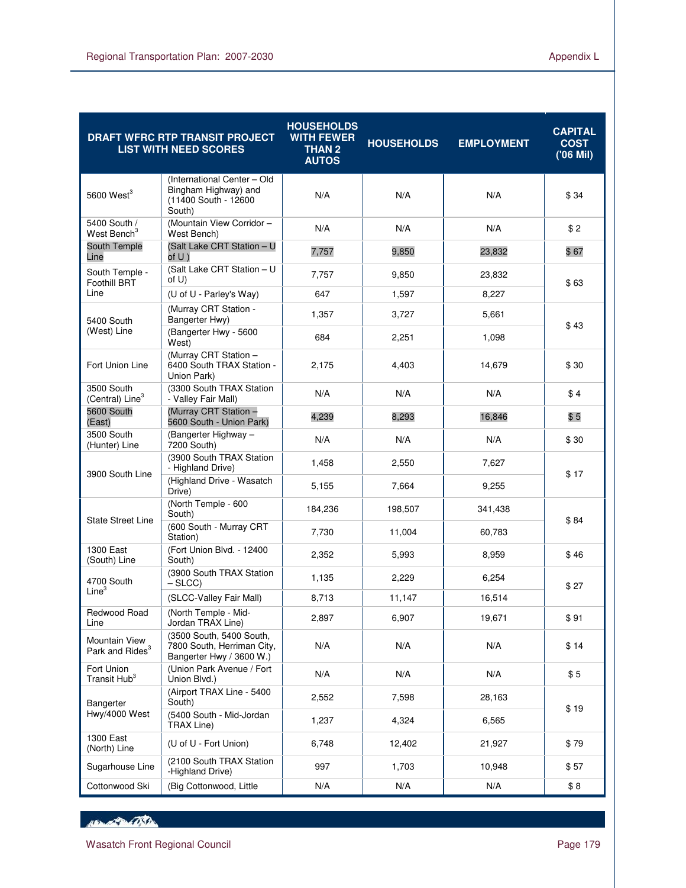| DRAFT WFRC RTP TRANSIT PROJECT LIST WITH NEED SCORES | | HOUSEHOLDS WITH FEWER THAN 2 AUTOS | HOUSEHOLDS | EMPLOYMENT | CAPITAL COST ('06 Mil) |
|---|---|---|---|---|---|
| 5600 West[3] | (International Center – Old Bingham Highway) and (11400 South - 12600 South) | N/A | N/A | N/A | $ 34 |
| 5400 South / West Bench[3] | (Mountain View Corridor – West Bench) | N/A | N/A | N/A | $ 2 |
| South Temple Line | (Salt Lake CRT Station – U of U ) | 7,757 | 9,850 | 23,832 | $ 67 |
| South Temple - Foothill BRT Line | (Salt Lake CRT Station – U of U) | 7,757 | 9,850 | 23,832 | $ 63 |
| | (U of U - Parley's Way) | 647 | 1,597 | 8,227 | |
| 5400 South (West) Line | (Murray CRT Station - Bangerter Hwy) | 1,357 | 3,727 | 5,661 | $ 43 |
| | (Bangerter Hwy - 5600 West) | 684 | 2,251 | 1,098 | |
| Fort Union Line | (Murray CRT Station – 6400 South TRAX Station - Union Park) | 2,175 | 4,403 | 14,679 | $ 30 |
| 3500 South (Central) Line[3] | (3300 South TRAX Station - Valley Fair Mall) | N/A | N/A | N/A | $ 4 |
| 5600 South (East) | (Murray CRT Station – 5600 South - Union Park) | 4,239 | 8,293 | 16,846 | $ 5 |
| 3500 South (Hunter) Line | (Bangerter Highway – 7200 South) | N/A | N/A | N/A | $ 30 |
| 3900 South Line | (3900 South TRAX Station - Highland Drive) | 1,458 | 2,550 | 7,627 | $ 17 |
| | (Highland Drive - Wasatch Drive) | 5,155 | 7,664 | 9,255 | |
| State Street Line | (North Temple - 600 South) | 184,236 | 198,507 | 341,438 | $ 84 |
| | (600 South - Murray CRT Station) | 7,730 | 11,004 | 60,783 | |
| 1300 East (South) Line | (Fort Union Blvd. - 12400 South) | 2,352 | 5,993 | 8,959 | $ 46 |
| 4700 South Line[3] | (3900 South TRAX Station – SLCC) | 1,135 | 2,229 | 6,254 | $ 27 |
| | (SLCC-Valley Fair Mall) | 8,713 | 11,147 | 16,514 | |
| Redwood Road Line | (North Temple - Mid-Jordan TRAX Line) | 2,897 | 6,907 | 19,671 | $ 91 |
| Mountain View Park and Rides[3] | (3500 South, 5400 South, 7800 South, Herriman City, Bangerter Hwy / 3600 W.) | N/A | N/A | N/A | $ 14 |
| Fort Union Transit Hub[3] | (Union Park Avenue / Fort Union Blvd.) | N/A | N/A | N/A | $ 5 |
| Bangerter Hwy/4000 West | (Airport TRAX Line - 5400 South) | 2,552 | 7,598 | 28,163 | $ 19 |
| | (5400 South - Mid-Jordan TRAX Line) | 1,237 | 4,324 | 6,565 | |
| 1300 East (North) Line | (U of U - Fort Union) | 6,748 | 12,402 | 21,927 | $ 79 |
| Sugarhouse Line | (2100 South TRAX Station -Highland Drive) | 997 | 1,703 | 10,948 | $ 57 |
| Cottonwood Ski | (Big Cottonwood, Little | N/A | N/A | N/A | $ 8 |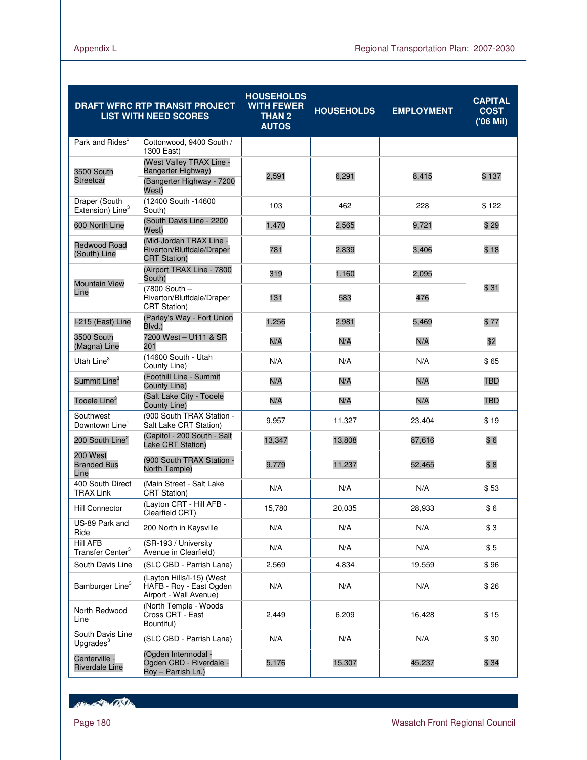| DRAFT WFRC RTP TRANSIT PROJECT LIST WITH NEED SCORES | | HOUSEHOLDS WITH FEWER THAN 2 AUTOS | HOUSEHOLDS | EMPLOYMENT | CAPITAL COST ('06 Mil) |
|---|---|---|---|---|---|
| Park and Rides[3] | Cottonwood, 9400 South / 1300 East) | | | | |
| 3500 South Streetcar | (West Valley TRAX Line - Bangerter Highway) (Bangerter Highway - 7200 West) | 2,591 | 6,291 | 8,415 | $ 137 |
| Draper (South Extension) Line[3] | (12400 South -14600 South) | 103 | 462 | 228 | $ 122 |
| 600 North Line | (South Davis Line - 2200 West) | 1,470 | 2,565 | 9,721 | $ 29 |
| Redwood Road (South) Line | (Mid-Jordan TRAX Line - Riverton/Bluffdale/Draper CRT Station) | 781 | 2,839 | 3,406 | $ 18 |
| Mountain View Line | (Airport TRAX Line - 7800 South) | 319 | 1,160 | 2,095 | $ 31 |
| | (7800 South – Riverton/Bluffdale/Draper CRT Station) | 131 | 583 | 476 | |
| I-215 (East) Line | (Parley's Way - Fort Union Blvd.) | 1,256 | 2,981 | 5,469 | $ 77 |
| 3500 South (Magna) Line | 7200 West – U111 & SR 201 | N/A | N/A | N/A | $2 |
| Utah Line[3] | (14600 South - Utah County Line) | N/A | N/A | N/A | $ 65 |
| Summit Line[3] | (Foothill Line - Summit County Line) | N/A | N/A | N/A | TBD |
| Tooele Line[3] | (Salt Lake City - Tooele County Line) | N/A | N/A | N/A | TBD |
| Southwest Downtown Line[1] | (900 South TRAX Station - Salt Lake CRT Station) | 9,957 | 11,327 | 23,404 | $ 19 |
| 200 South Line[2] | (Capitol - 200 South - Salt Lake CRT Station) | 13,347 | 13,808 | 87,616 | $ 6 |
| 200 West Branded Bus Line | (900 South TRAX Station - North Temple) | 9,779 | 11,237 | 52,465 | $ 8 |
| 400 South Direct TRAX Link | (Main Street - Salt Lake CRT Station) | N/A | N/A | N/A | $ 53 |
| Hill Connector | (Layton CRT - Hill AFB - Clearfield CRT) | 15,780 | 20,035 | 28,933 | $ 6 |
| US-89 Park and Ride | 200 North in Kaysville | N/A | N/A | N/A | $ 3 |
| Hill AFB Transfer Center[3] | (SR-193 / University Avenue in Clearfield) | N/A | N/A | N/A | $ 5 |
| South Davis Line | (SLC CBD - Parrish Lane) | 2,569 | 4,834 | 19,559 | $ 96 |
| Bamburger Line[3] | (Layton Hills/I-15) (West HAFB - Roy - East Ogden Airport - Wall Avenue) | N/A | N/A | N/A | $ 26 |
| North Redwood Line | (North Temple - Woods Cross CRT - East Bountiful) | 2,449 | 6,209 | 16,428 | $ 15 |
| South Davis Line Upgrades[3] | (SLC CBD - Parrish Lane) | N/A | N/A | N/A | $ 30 |
| Centerville - Riverdale Line | (Ogden Intermodal - Ogden CBD - Riverdale - Roy – Parrish Ln.) | 5,176 | 15,307 | 45,237 | $ 34 |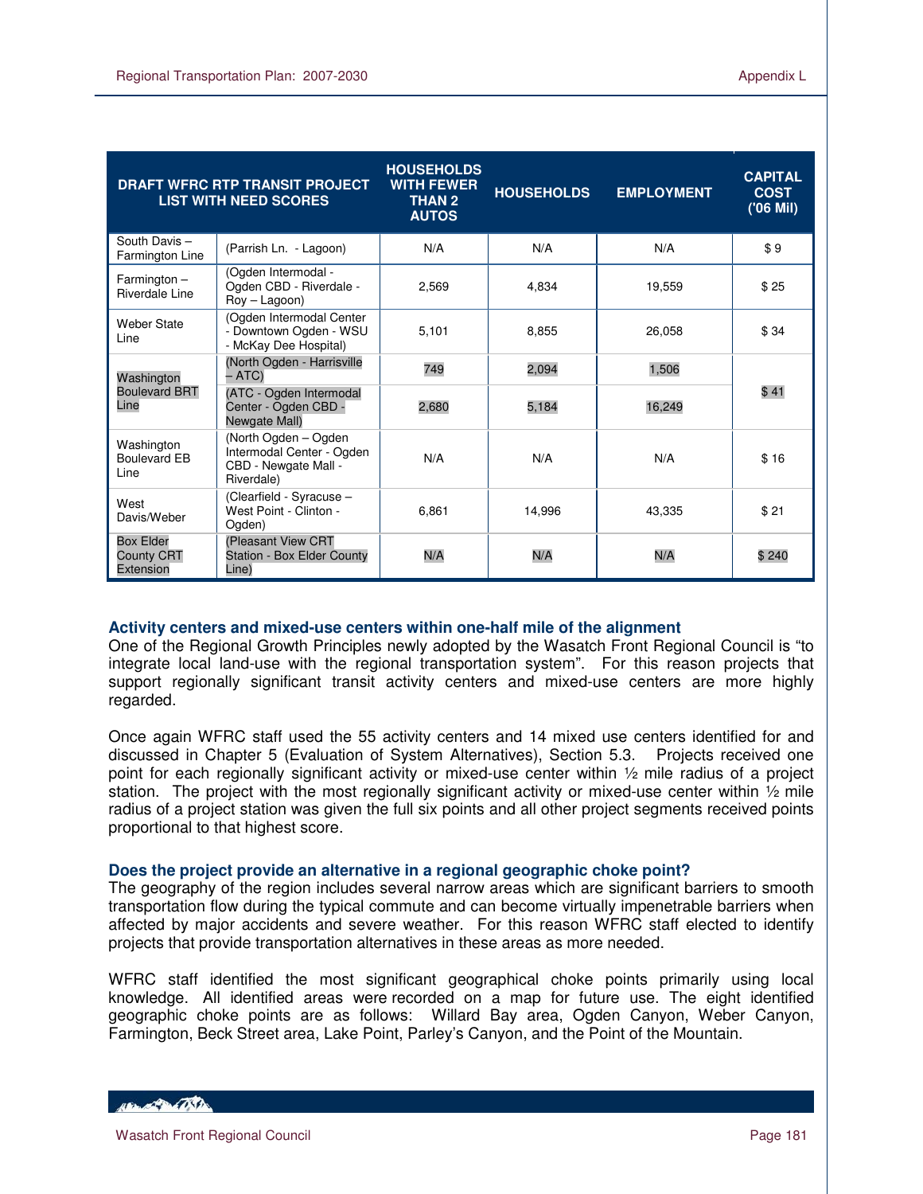| DRAFT WFRC RTP TRANSIT PROJECT LIST WITH NEED SCORES | | HOUSEHOLDS WITH FEWER THAN 2 AUTOS | HOUSEHOLDS | EMPLOYMENT | CAPITAL COST ('06 Mil) |
|---|---|---|---|---|---|
| South Davis – Farmington Line | (Parrish Ln. - Lagoon) | N/A | N/A | N/A | $ 9 |
| Farmington – Riverdale Line | (Ogden Intermodal - Ogden CBD - Riverdale - Roy – Lagoon) | 2,569 | 4,834 | 19,559 | $ 25 |
| Weber State Line | (Ogden Intermodal Center - Downtown Ogden - WSU - McKay Dee Hospital) | 5,101 | 8,855 | 26,058 | $ 34 |
| Washington Boulevard BRT Line | (North Ogden - Harrisville – ATC) | 749 | 2,094 | 1,506 | $ 41 |
| | (ATC - Ogden Intermodal Center - Ogden CBD - Newgate Mall) | 2,680 | 5,184 | 16,249 | |
| Washington Boulevard EB Line | (North Ogden – Ogden Intermodal Center - Ogden CBD - Newgate Mall - Riverdale) | N/A | N/A | N/A | $ 16 |
| West Davis/Weber | (Clearfield - Syracuse – West Point - Clinton - Ogden) | 6,861 | 14,996 | 43,335 | $ 21 |
| Box Elder County CRT Extension | (Pleasant View CRT Station - Box Elder County Line) | N/A | N/A | N/A | $ 240 |

### Activity centers and mixed-use centers within one-half mile of the alignment

One of the Regional Growth Principles newly adopted by the Wasatch Front Regional Council is "to integrate local land-use with the regional transportation system". For this reason projects that support regionally significant transit activity centers and mixed-use centers are more highly regarded.

Once again WFRC staff used the 55 activity centers and 14 mixed use centers identified for and discussed in Chapter 5 (Evaluation of System Alternatives), Section 5.3. Projects received one point for each regionally significant activity or mixed-use center within ½ mile radius of a project station. The project with the most regionally significant activity or mixed-use center within ½ mile radius of a project station was given the full six points and all other project segments received points proportional to that highest score.

### Does the project provide an alternative in a regional geographic choke point?

The geography of the region includes several narrow areas which are significant barriers to smooth transportation flow during the typical commute and can become virtually impenetrable barriers when affected by major accidents and severe weather. For this reason WFRC staff elected to identify projects that provide transportation alternatives in these areas as more needed.

WFRC staff identified the most significant geographical choke points primarily using local knowledge. All identified areas were recorded on a map for future use. The eight identified geographic choke points are as follows: Willard Bay area, Ogden Canyon, Weber Canyon, Farmington, Beck Street area, Lake Point, Parley's Canyon, and the Point of the Mountain.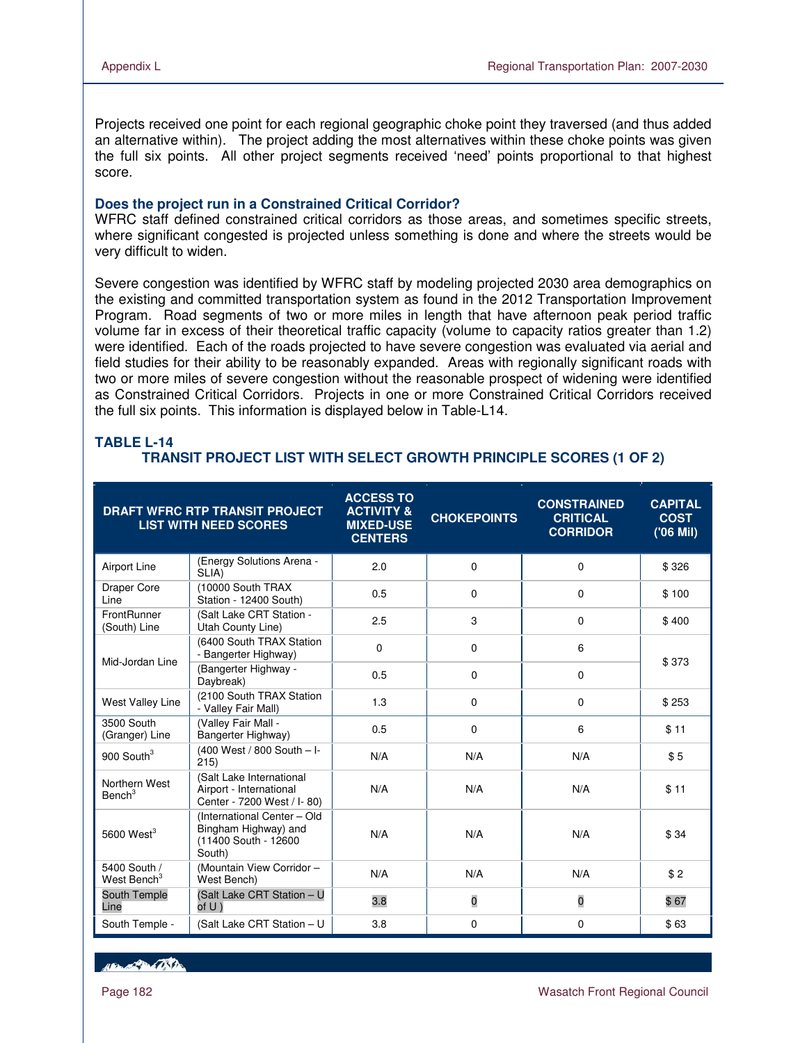Projects received one point for each regional geographic choke point they traversed (and thus added an alternative within). The project adding the most alternatives within these choke points was given the full six points. All other project segments received 'need' points proportional to that highest score.

### Does the project run in a Constrained Critical Corridor?

WFRC staff defined constrained critical corridors as those areas, and sometimes specific streets, where significant congested is projected unless something is done and where the streets would be very difficult to widen.

Severe congestion was identified by WFRC staff by modeling projected 2030 area demographics on the existing and committed transportation system as found in the 2012 Transportation Improvement Program. Road segments of two or more miles in length that have afternoon peak period traffic volume far in excess of their theoretical traffic capacity (volume to capacity ratios greater than 1.2) were identified. Each of the roads projected to have severe congestion was evaluated via aerial and field studies for their ability to be reasonably expanded. Areas with regionally significant roads with two or more miles of severe congestion without the reasonable prospect of widening were identified as Constrained Critical Corridors. Projects in one or more Constrained Critical Corridors received the full six points. This information is displayed below in Table-L14.

### TABLE L-14
### TRANSIT PROJECT LIST WITH SELECT GROWTH PRINCIPLE SCORES (1 OF 2)

| DRAFT WFRC RTP TRANSIT PROJECT LIST WITH NEED SCORES | | ACCESS TO ACTIVITY & MIXED-USE CENTERS | CHOKEPOINTS | CONSTRAINED CRITICAL CORRIDOR | CAPITAL COST ('06 Mil) |
|---|---|---|---|---|---|
| Airport Line | (Energy Solutions Arena - SLIA) | 2.0 | 0 | 0 | $ 326 |
| Draper Core Line | (10000 South TRAX Station - 12400 South) | 0.5 | 0 | 0 | $ 100 |
| FrontRunner (South) Line | (Salt Lake CRT Station - Utah County Line) | 2.5 | 3 | 0 | $ 400 |
| Mid-Jordan Line | (6400 South TRAX Station - Bangerter Highway) | 0 | 0 | 6 | $ 373 |
| | (Bangerter Highway - Daybreak) | 0.5 | 0 | 0 | |
| West Valley Line | (2100 South TRAX Station - Valley Fair Mall) | 1.3 | 0 | 0 | $ 253 |
| 3500 South (Granger) Line | (Valley Fair Mall - Bangerter Highway) | 0.5 | 0 | 6 | $ 11 |
| 900 South[3] | (400 West / 800 South – I-215) | N/A | N/A | N/A | $ 5 |
| Northern West Bench[3] | (Salt Lake International Airport - International Center - 7200 West / I- 80) | N/A | N/A | N/A | $ 11 |
| 5600 West[3] | (International Center – Old Bingham Highway) and (11400 South - 12600 South) | N/A | N/A | N/A | $ 34 |
| 5400 South / West Bench[3] | (Mountain View Corridor – West Bench) | N/A | N/A | N/A | $ 2 |
| South Temple Line | (Salt Lake CRT Station – U of U ) | 3.8 | 0 | 0 | $ 67 |
| South Temple - | (Salt Lake CRT Station – U | 3.8 | 0 | 0 | $ 63 |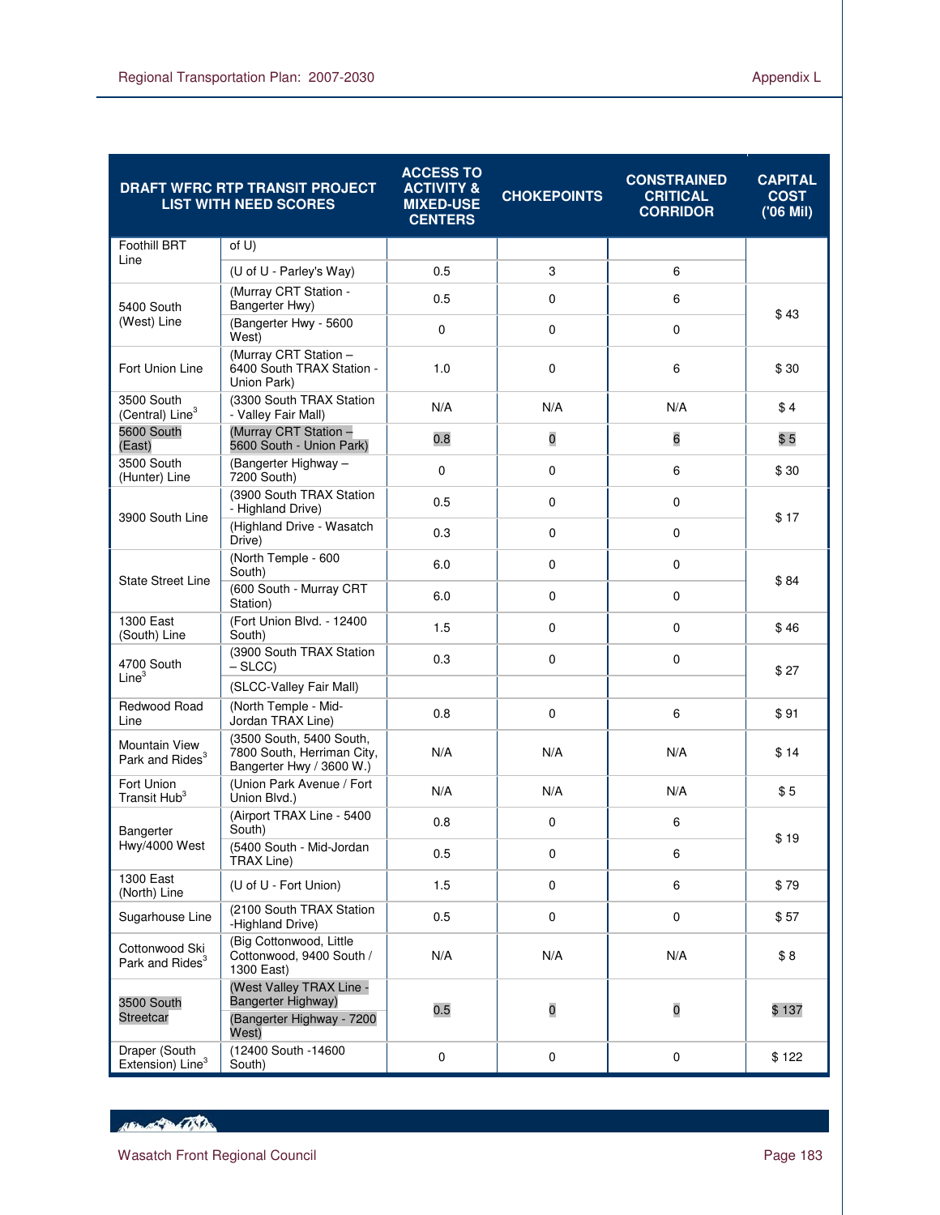| DRAFT WFRC RTP TRANSIT PROJECT LIST WITH NEED SCORES | | ACCESS TO ACTIVITY & MIXED-USE CENTERS | CHOKEPOINTS | CONSTRAINED CRITICAL CORRIDOR | CAPITAL COST ('06 Mil) |
|---|---|---|---|---|---|
| Foothill BRT Line | of U) | | | | |
| | (U of U - Parley's Way) | 0.5 | 3 | 6 | |
| 5400 South (West) Line | (Murray CRT Station - Bangerter Hwy) | 0.5 | 0 | 6 | $ 43 |
| | (Bangerter Hwy - 5600 West) | 0 | 0 | 0 | |
| Fort Union Line | (Murray CRT Station – 6400 South TRAX Station - Union Park) | 1.0 | 0 | 6 | $ 30 |
| 3500 South (Central) Line[3] | (3300 South TRAX Station - Valley Fair Mall) | N/A | N/A | N/A | $ 4 |
| 5600 South (East) | (Murray CRT Station – 5600 South - Union Park) | 0.8 | 0 | 6 | $ 5 |
| 3500 South (Hunter) Line | (Bangerter Highway – 7200 South) | 0 | 0 | 6 | $ 30 |
| 3900 South Line | (3900 South TRAX Station - Highland Drive) | 0.5 | 0 | 0 | $ 17 |
| | (Highland Drive - Wasatch Drive) | 0.3 | 0 | 0 | |
| State Street Line | (North Temple - 600 South) | 6.0 | 0 | 0 | $ 84 |
| | (600 South - Murray CRT Station) | 6.0 | 0 | 0 | |
| 1300 East (South) Line | (Fort Union Blvd. - 12400 South) | 1.5 | 0 | 0 | $ 46 |
| 4700 South Line[3] | (3900 South TRAX Station – SLCC) | 0.3 | 0 | 0 | $ 27 |
| | (SLCC-Valley Fair Mall) | | | | |
| Redwood Road Line | (North Temple - Mid-Jordan TRAX Line) | 0.8 | 0 | 6 | $ 91 |
| Mountain View Park and Rides[3] | (3500 South, 5400 South, 7800 South, Herriman City, Bangerter Hwy / 3600 W.) | N/A | N/A | N/A | $ 14 |
| Fort Union Transit Hub[3] | (Union Park Avenue / Fort Union Blvd.) | N/A | N/A | N/A | $ 5 |
| Bangerter Hwy/4000 West | (Airport TRAX Line - 5400 South) | 0.8 | 0 | 6 | $ 19 |
| | (5400 South - Mid-Jordan TRAX Line) | 0.5 | 0 | 6 | |
| 1300 East (North) Line | (U of U - Fort Union) | 1.5 | 0 | 6 | $ 79 |
| Sugarhouse Line | (2100 South TRAX Station -Highland Drive) | 0.5 | 0 | 0 | $ 57 |
| Cottonwood Ski Park and Rides[3] | (Big Cottonwood, Little Cottonwood, 9400 South / 1300 East) | N/A | N/A | N/A | $ 8 |
| 3500 South Streetcar | (West Valley TRAX Line - Bangerter Highway) | 0.5 | 0 | 0 | $ 137 |
| | (Bangerter Highway - 7200 West) | | | | |
| Draper (South Extension) Line[3] | (12400 South -14600 South) | 0 | 0 | 0 | $ 122 |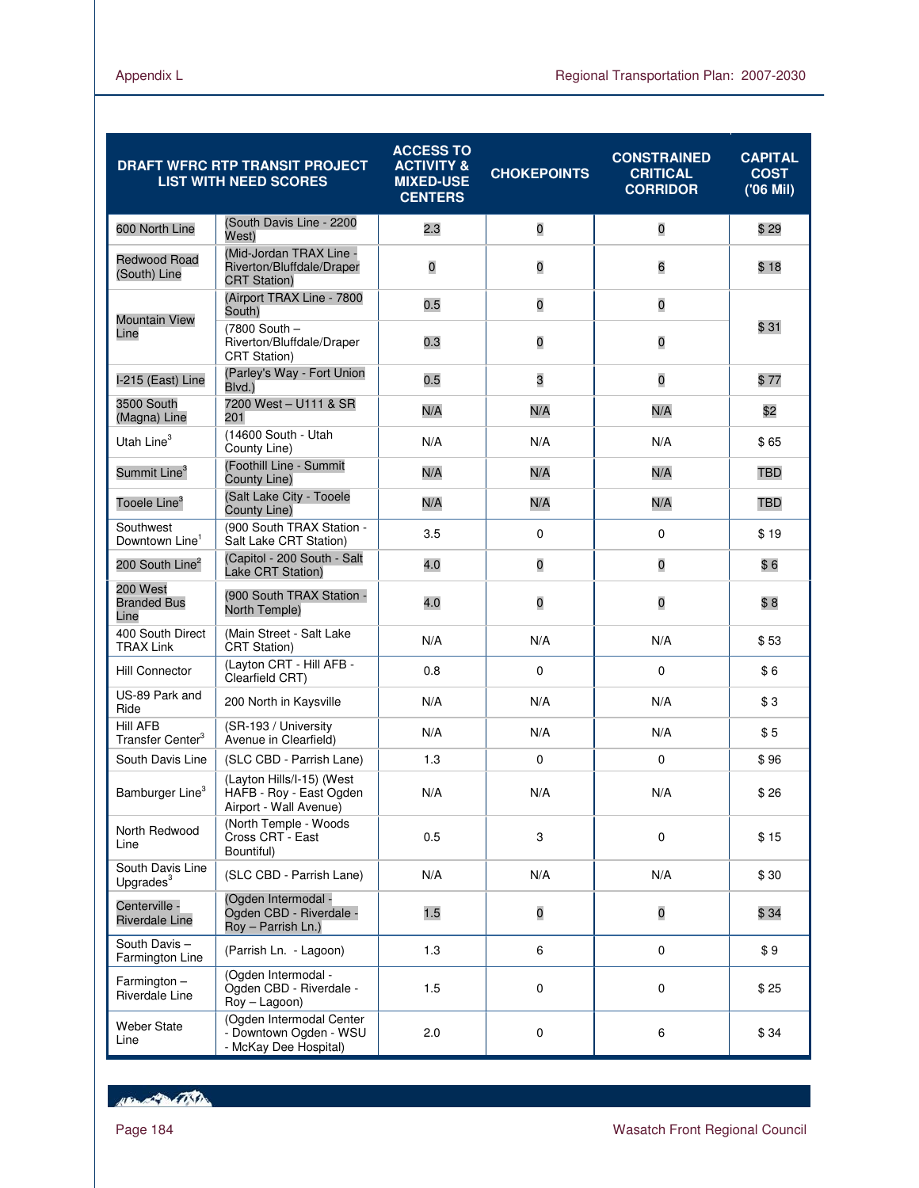| DRAFT WFRC RTP TRANSIT PROJECT LIST WITH NEED SCORES | | ACCESS TO ACTIVITY & MIXED-USE CENTERS | CHOKEPOINTS | CONSTRAINED CRITICAL CORRIDOR | CAPITAL COST ('06 Mil) |
|---|---|---|---|---|---|
| 600 North Line | (South Davis Line - 2200 West) | 2.3 | 0 | 0 | $ 29 |
| Redwood Road (South) Line | (Mid-Jordan TRAX Line - Riverton/Bluffdale/Draper CRT Station) | 0 | 0 | 6 | $ 18 |
| Mountain View Line | (Airport TRAX Line - 7800 South) | 0.5 | 0 | 0 | $ 31 |
| | (7800 South – Riverton/Bluffdale/Draper CRT Station) | 0.3 | 0 | 0 | |
| I-215 (East) Line | (Parley's Way - Fort Union Blvd.) | 0.5 | 3 | 0 | $ 77 |
| 3500 South (Magna) Line | 7200 West – U111 & SR 201 | N/A | N/A | N/A | $2 |
| Utah Line[3] | (14600 South - Utah County Line) | N/A | N/A | N/A | $ 65 |
| Summit Line[3] | (Foothill Line - Summit County Line) | N/A | N/A | N/A | TBD |
| Tooele Line[3] | (Salt Lake City - Tooele County Line) | N/A | N/A | N/A | TBD |
| Southwest Downtown Line[1] | (900 South TRAX Station - Salt Lake CRT Station) | 3.5 | 0 | 0 | $ 19 |
| 200 South Line[2] | (Capitol - 200 South - Salt Lake CRT Station) | 4.0 | 0 | 0 | $ 6 |
| 200 West Branded Bus Line | (900 South TRAX Station - North Temple) | 4.0 | 0 | 0 | $ 8 |
| 400 South Direct TRAX Link | (Main Street - Salt Lake CRT Station) | N/A | N/A | N/A | $ 53 |
| Hill Connector | (Layton CRT - Hill AFB - Clearfield CRT) | 0.8 | 0 | 0 | $ 6 |
| US-89 Park and Ride | 200 North in Kaysville | N/A | N/A | N/A | $ 3 |
| Hill AFB Transfer Center[3] | (SR-193 / University Avenue in Clearfield) | N/A | N/A | N/A | $ 5 |
| South Davis Line | (SLC CBD - Parrish Lane) | 1.3 | 0 | 0 | $ 96 |
| Bamburger Line[3] | (Layton Hills/I-15) (West HAFB - Roy - East Ogden Airport - Wall Avenue) | N/A | N/A | N/A | $ 26 |
| North Redwood Line | (North Temple - Woods Cross CRT - East Bountiful) | 0.5 | 3 | 0 | $ 15 |
| South Davis Line Upgrades[3] | (SLC CBD - Parrish Lane) | N/A | N/A | N/A | $ 30 |
| Centerville - Riverdale Line | (Ogden Intermodal - Ogden CBD - Riverdale - Roy – Parrish Ln.) | 1.5 | 0 | 0 | $ 34 |
| South Davis – Farmington Line | (Parrish Ln. - Lagoon) | 1.3 | 6 | 0 | $ 9 |
| Farmington – Riverdale Line | (Ogden Intermodal - Ogden CBD - Riverdale - Roy – Lagoon) | 1.5 | 0 | 0 | $ 25 |
| Weber State Line | (Ogden Intermodal Center - Downtown Ogden - WSU - McKay Dee Hospital) | 2.0 | 0 | 6 | $ 34 |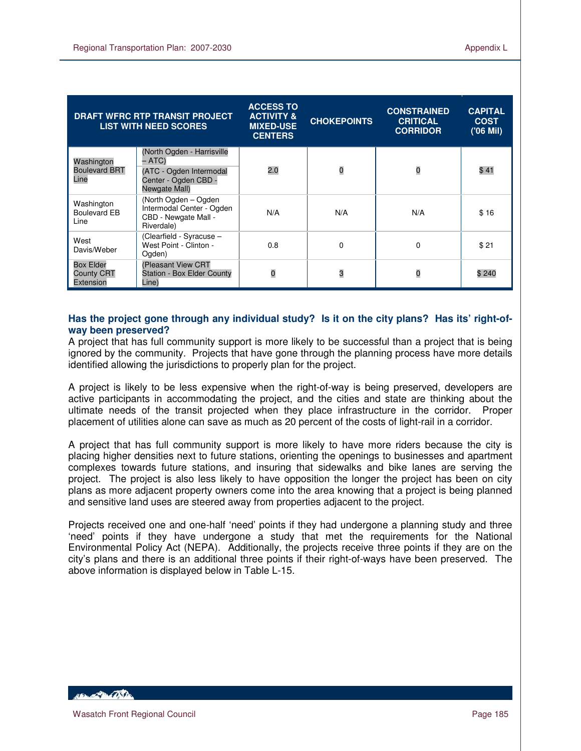| DRAFT WFRC RTP TRANSIT PROJECT LIST WITH NEED SCORES | | ACCESS TO ACTIVITY & MIXED-USE CENTERS | CHOKEPOINTS | CONSTRAINED CRITICAL CORRIDOR | CAPITAL COST ('06 Mil) |
|---|---|---|---|---|---|
| Washington Boulevard BRT Line | (North Ogden - Harrisville – ATC) (ATC - Ogden Intermodal Center - Ogden CBD - Newgate Mall) | 2.0 | 0 | 0 | $ 41 |
| Washington Boulevard EB Line | (North Ogden – Ogden Intermodal Center - Ogden CBD - Newgate Mall - Riverdale) | N/A | N/A | N/A | $ 16 |
| West Davis/Weber | (Clearfield - Syracuse – West Point - Clinton - Ogden) | 0.8 | 0 | 0 | $ 21 |
| Box Elder County CRT Extension | (Pleasant View CRT Station - Box Elder County Line) | 0 | 3 | 0 | $ 240 |

**Has the project gone through any individual study? Is it on the city plans? Has its' right-of-way been preserved?**

A project that has full community support is more likely to be successful than a project that is being ignored by the community. Projects that have gone through the planning process have more details identified allowing the jurisdictions to properly plan for the project.

A project is likely to be less expensive when the right-of-way is being preserved, developers are active participants in accommodating the project, and the cities and state are thinking about the ultimate needs of the transit projected when they place infrastructure in the corridor. Proper placement of utilities alone can save as much as 20 percent of the costs of light-rail in a corridor.

A project that has full community support is more likely to have more riders because the city is placing higher densities next to future stations, orienting the openings to businesses and apartment complexes towards future stations, and insuring that sidewalks and bike lanes are serving the project. The project is also less likely to have opposition the longer the project has been on city plans as more adjacent property owners come into the area knowing that a project is being planned and sensitive land uses are steered away from properties adjacent to the project.

Projects received one and one-half 'need' points if they had undergone a planning study and three 'need' points if they have undergone a study that met the requirements for the National Environmental Policy Act (NEPA). Additionally, the projects receive three points if they are on the city's plans and there is an additional three points if their right-of-ways have been preserved. The above information is displayed below in Table L-15.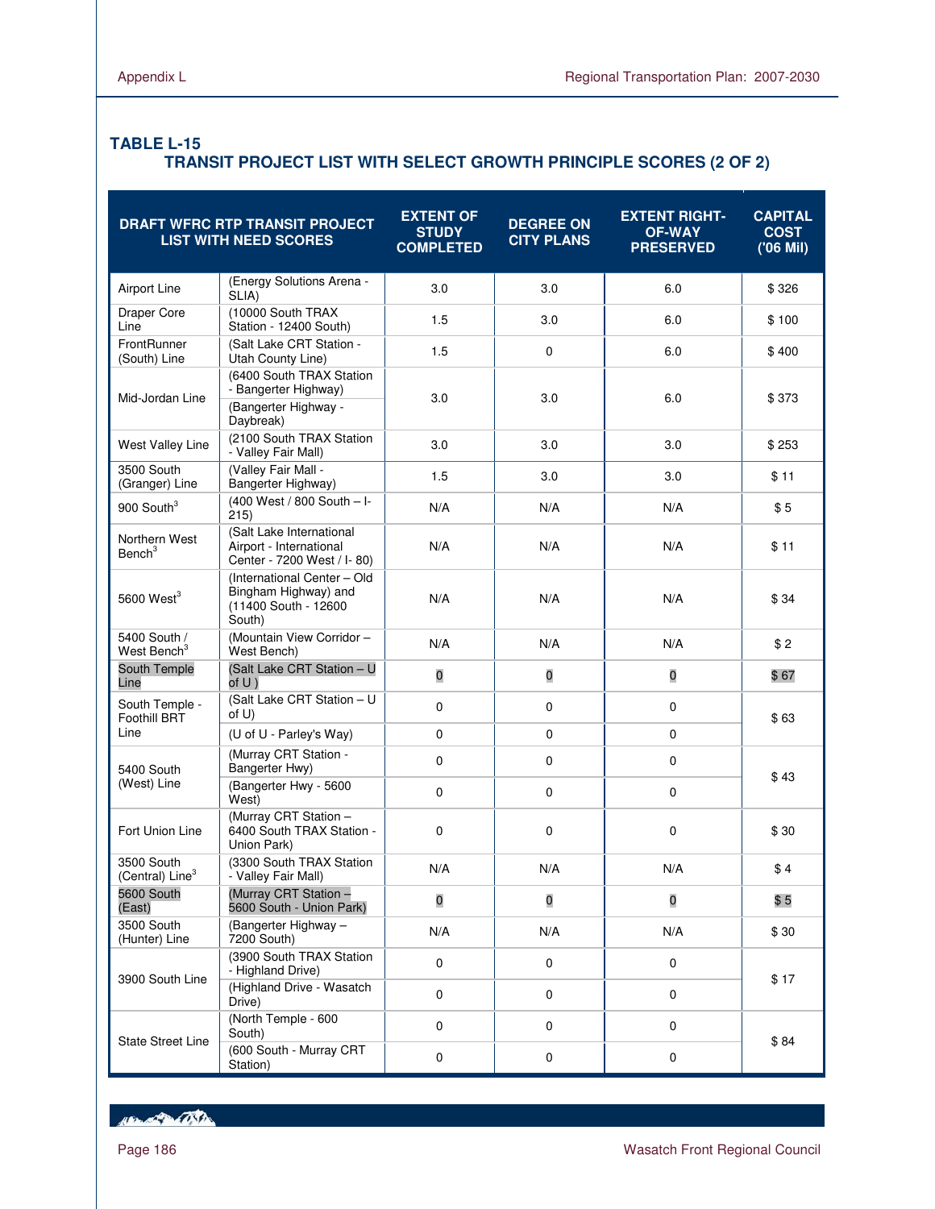### TABLE L-15
### TRANSIT PROJECT LIST WITH SELECT GROWTH PRINCIPLE SCORES (2 OF 2)

| DRAFT WFRC RTP TRANSIT PROJECT LIST WITH NEED SCORES | | EXTENT OF STUDY COMPLETED | DEGREE ON CITY PLANS | EXTENT RIGHT-OF-WAY PRESERVED | CAPITAL COST ('06 Mil) |
|---|---|---|---|---|---|
| Airport Line | (Energy Solutions Arena - SLIA) | 3.0 | 3.0 | 6.0 | $ 326 |
| Draper Core Line | (10000 South TRAX Station - 12400 South) | 1.5 | 3.0 | 6.0 | $ 100 |
| FrontRunner (South) Line | (Salt Lake CRT Station - Utah County Line) | 1.5 | 0 | 6.0 | $ 400 |
| Mid-Jordan Line | (6400 South TRAX Station - Bangerter Highway) | 3.0 | 3.0 | 6.0 | $ 373 |
| | (Bangerter Highway - Daybreak) | | | | |
| West Valley Line | (2100 South TRAX Station - Valley Fair Mall) | 3.0 | 3.0 | 3.0 | $ 253 |
| 3500 South (Granger) Line | (Valley Fair Mall - Bangerter Highway) | 1.5 | 3.0 | 3.0 | $ 11 |
| 900 South[3] | (400 West / 800 South – I-215) | N/A | N/A | N/A | $ 5 |
| Northern West Bench[3] | (Salt Lake International Airport - International Center - 7200 West / I- 80) | N/A | N/A | N/A | $ 11 |
| 5600 West[3] | (International Center – Old Bingham Highway) and (11400 South - 12600 South) | N/A | N/A | N/A | $ 34 |
| 5400 South / West Bench[3] | (Mountain View Corridor – West Bench) | N/A | N/A | N/A | $ 2 |
| South Temple Line | (Salt Lake CRT Station – U of U ) | 0 | 0 | 0 | $ 67 |
| South Temple - Foothill BRT Line | (Salt Lake CRT Station – U of U) | 0 | 0 | 0 | $ 63 |
| | (U of U - Parley's Way) | 0 | 0 | 0 | |
| 5400 South (West) Line | (Murray CRT Station - Bangerter Hwy) | 0 | 0 | 0 | $ 43 |
| | (Bangerter Hwy - 5600 West) | 0 | 0 | 0 | |
| Fort Union Line | (Murray CRT Station – 6400 South TRAX Station - Union Park) | 0 | 0 | 0 | $ 30 |
| 3500 South (Central) Line[3] | (3300 South TRAX Station - Valley Fair Mall) | N/A | N/A | N/A | $ 4 |
| 5600 South (East) | (Murray CRT Station – 5600 South - Union Park) | 0 | 0 | 0 | $ 5 |
| 3500 South (Hunter) Line | (Bangerter Highway – 7200 South) | N/A | N/A | N/A | $ 30 |
| 3900 South Line | (3900 South TRAX Station - Highland Drive) | 0 | 0 | 0 | $ 17 |
| | (Highland Drive - Wasatch Drive) | 0 | 0 | 0 | |
| State Street Line | (North Temple - 600 South) | 0 | 0 | 0 | $ 84 |
| | (600 South - Murray CRT Station) | 0 | 0 | 0 | |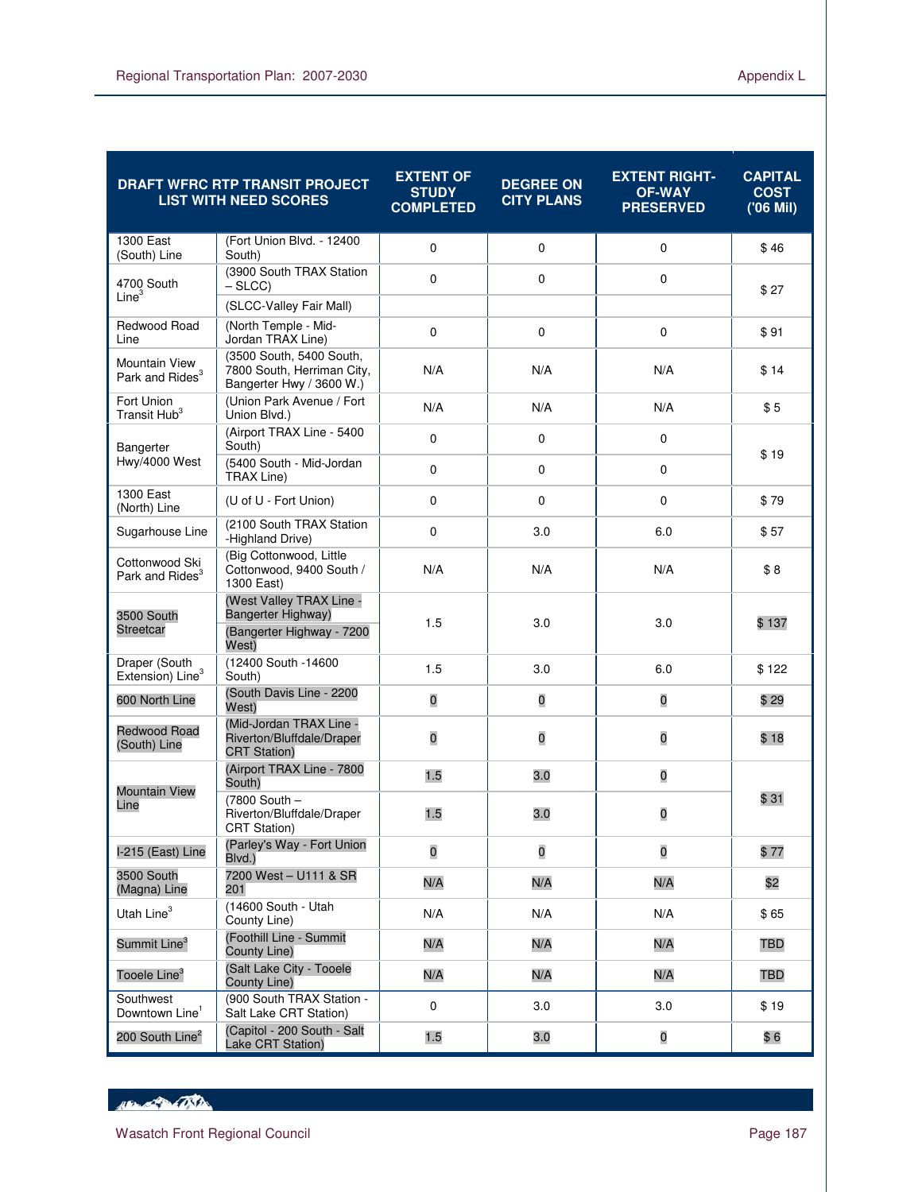| DRAFT WFRC RTP TRANSIT PROJECT LIST WITH NEED SCORES | | EXTENT OF STUDY COMPLETED | DEGREE ON CITY PLANS | EXTENT RIGHT-OF-WAY PRESERVED | CAPITAL COST ('06 Mil) |
|---|---|---|---|---|---|
| 1300 East (South) Line | (Fort Union Blvd. - 12400 South) | 0 | 0 | 0 | $ 46 |
| 4700 South Line[3] | (3900 South TRAX Station – SLCC) | 0 | 0 | 0 | $ 27 |
| | (SLCC-Valley Fair Mall) | | | | |
| Redwood Road Line | (North Temple - Mid-Jordan TRAX Line) | 0 | 0 | 0 | $ 91 |
| Mountain View Park and Rides[3] | (3500 South, 5400 South, 7800 South, Herriman City, Bangerter Hwy / 3600 W.) | N/A | N/A | N/A | $ 14 |
| Fort Union Transit Hub[3] | (Union Park Avenue / Fort Union Blvd.) | N/A | N/A | N/A | $ 5 |
| Bangerter Hwy/4000 West | (Airport TRAX Line - 5400 South) | 0 | 0 | 0 | $ 19 |
| | (5400 South - Mid-Jordan TRAX Line) | 0 | 0 | 0 | |
| 1300 East (North) Line | (U of U - Fort Union) | 0 | 0 | 0 | $ 79 |
| Sugarhouse Line | (2100 South TRAX Station -Highland Drive) | 0 | 3.0 | 6.0 | $ 57 |
| Cottonwood Ski Park and Rides[3] | (Big Cottonwood, Little Cottonwood, 9400 South / 1300 East) | N/A | N/A | N/A | $ 8 |
| 3500 South Streetcar | (West Valley TRAX Line - Bangerter Highway) | 1.5 | 3.0 | 3.0 | $ 137 |
| | (Bangerter Highway - 7200 West) | | | | |
| Draper (South Extension) Line[3] | (12400 South -14600 South) | 1.5 | 3.0 | 6.0 | $ 122 |
| 600 North Line | (South Davis Line - 2200 West) | 0 | 0 | 0 | $ 29 |
| Redwood Road (South) Line | (Mid-Jordan TRAX Line - Riverton/Bluffdale/Draper CRT Station) | 0 | 0 | 0 | $ 18 |
| Mountain View Line | (Airport TRAX Line - 7800 South) | 1.5 | 3.0 | 0 | $ 31 |
| | (7800 South – Riverton/Bluffdale/Draper CRT Station) | 1.5 | 3.0 | 0 | |
| I-215 (East) Line | (Parley's Way - Fort Union Blvd.) | 0 | 0 | 0 | $ 77 |
| 3500 South (Magna) Line | 7200 West – U111 & SR 201 | N/A | N/A | N/A | $2 |
| Utah Line[3] | (14600 South - Utah County Line) | N/A | N/A | N/A | $ 65 |
| Summit Line[3] | (Foothill Line - Summit County Line) | N/A | N/A | N/A | TBD |
| Tooele Line[3] | (Salt Lake City - Tooele County Line) | N/A | N/A | N/A | TBD |
| Southwest Downtown Line[1] | (900 South TRAX Station - Salt Lake CRT Station) | 0 | 3.0 | 3.0 | $ 19 |
| 200 South Line[2] | (Capitol - 200 South - Salt Lake CRT Station) | 1.5 | 3.0 | 0 | $ 6 |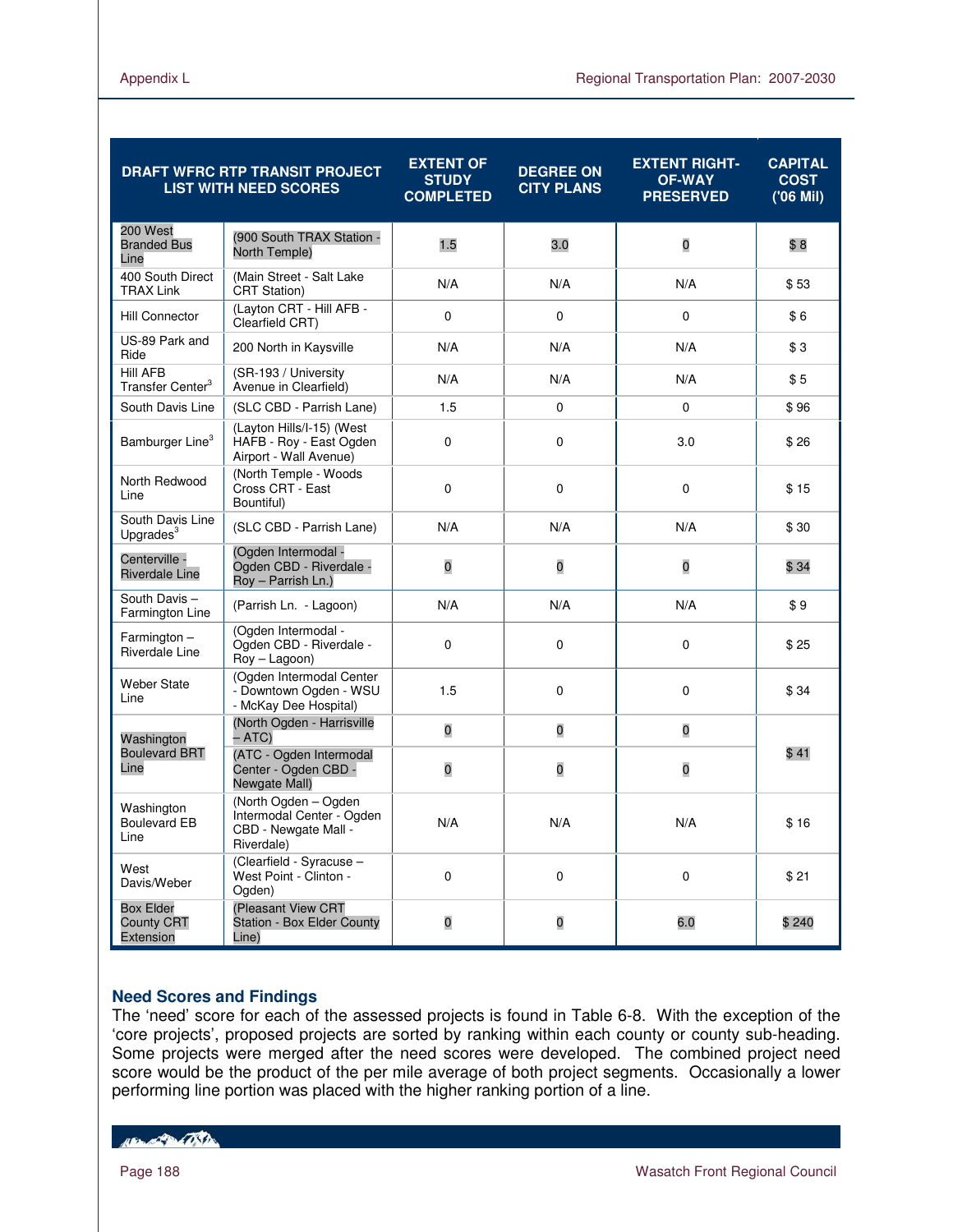| DRAFT WFRC RTP TRANSIT PROJECT LIST WITH NEED SCORES | | EXTENT OF STUDY COMPLETED | DEGREE ON CITY PLANS | EXTENT RIGHT-OF-WAY PRESERVED | CAPITAL COST ('06 Mil) |
|---|---|---|---|---|---|
| 200 West Branded Bus Line | (900 South TRAX Station - North Temple) | 1.5 | 3.0 | 0 | $ 8 |
| 400 South Direct TRAX Link | (Main Street - Salt Lake CRT Station) | N/A | N/A | N/A | $ 53 |
| Hill Connector | (Layton CRT - Hill AFB - Clearfield CRT) | 0 | 0 | 0 | $ 6 |
| US-89 Park and Ride | 200 North in Kaysville | N/A | N/A | N/A | $ 3 |
| Hill AFB Transfer Center[3] | (SR-193 / University Avenue in Clearfield) | N/A | N/A | N/A | $ 5 |
| South Davis Line | (SLC CBD - Parrish Lane) | 1.5 | 0 | 0 | $ 96 |
| Bamburger Line[3] | (Layton Hills/I-15) (West HAFB - Roy - East Ogden Airport - Wall Avenue) | 0 | 0 | 3.0 | $ 26 |
| North Redwood Line | (North Temple - Woods Cross CRT - East Bountiful) | 0 | 0 | 0 | $ 15 |
| South Davis Line Upgrades[3] | (SLC CBD - Parrish Lane) | N/A | N/A | N/A | $ 30 |
| Centerville - Riverdale Line | (Ogden Intermodal - Ogden CBD - Riverdale - Roy – Parrish Ln.) | 0 | 0 | 0 | $ 34 |
| South Davis – Farmington Line | (Parrish Ln. - Lagoon) | N/A | N/A | N/A | $ 9 |
| Farmington – Riverdale Line | (Ogden Intermodal - Ogden CBD - Riverdale - Roy – Lagoon) | 0 | 0 | 0 | $ 25 |
| Weber State Line | (Ogden Intermodal Center - Downtown Ogden - WSU - McKay Dee Hospital) | 1.5 | 0 | 0 | $ 34 |
| Washington Boulevard BRT Line | (North Ogden - Harrisville – ATC) | 0 | 0 | 0 | $ 41 |
| | (ATC - Ogden Intermodal Center - Ogden CBD - Newgate Mall) | 0 | 0 | 0 | |
| Washington Boulevard EB Line | (North Ogden – Ogden Intermodal Center - Ogden CBD - Newgate Mall - Riverdale) | N/A | N/A | N/A | $ 16 |
| West Davis/Weber | (Clearfield - Syracuse – West Point - Clinton - Ogden) | 0 | 0 | 0 | $ 21 |
| Box Elder County CRT Extension | (Pleasant View CRT Station - Box Elder County Line) | 0 | 0 | 6.0 | $ 240 |

### Need Scores and Findings

The 'need' score for each of the assessed projects is found in Table 6-8. With the exception of the 'core projects', proposed projects are sorted by ranking within each county or county sub-heading. Some projects were merged after the need scores were developed. The combined project need score would be the product of the per mile average of both project segments. Occasionally a lower performing line portion was placed with the higher ranking portion of a line.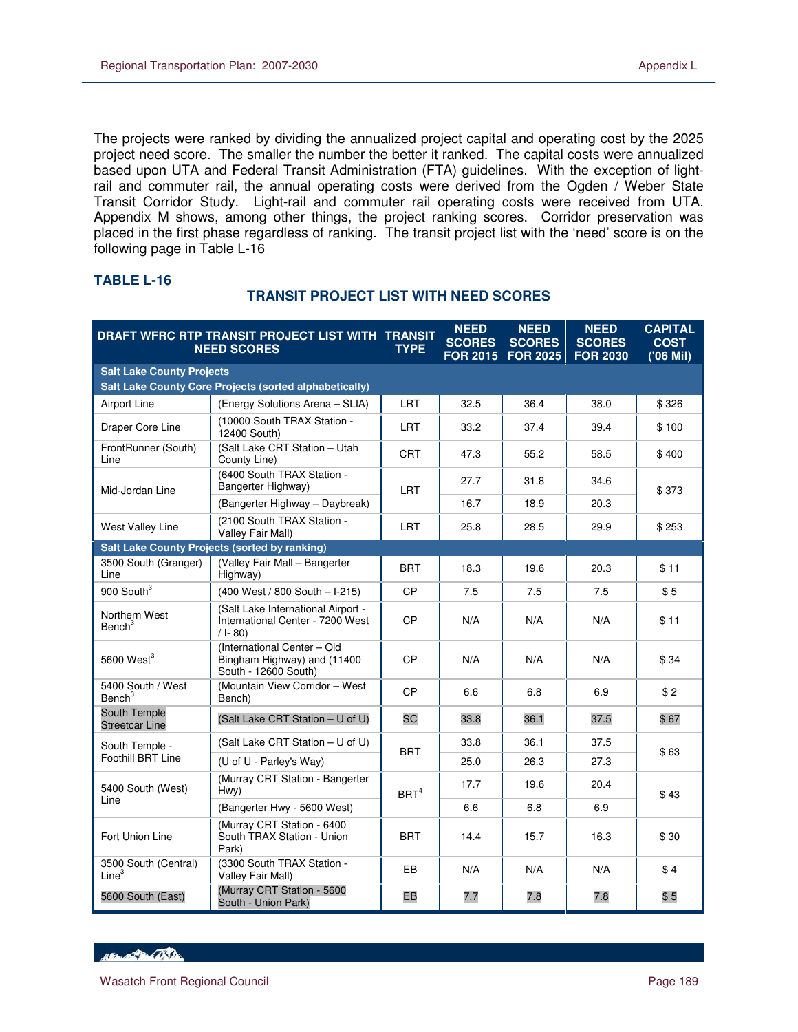The projects were ranked by dividing the annualized project capital and operating cost by the 2025 project need score. The smaller the number the better it ranked. The capital costs were annualized based upon UTA and Federal Transit Administration (FTA) guidelines. With the exception of light-rail and commuter rail, the annual operating costs were derived from the Ogden / Weber State Transit Corridor Study. Light-rail and commuter rail operating costs were received from UTA. Appendix M shows, among other things, the project ranking scores. Corridor preservation was placed in the first phase regardless of ranking. The transit project list with the 'need' score is on the following page in Table L-16

### TABLE L-16

**TRANSIT PROJECT LIST WITH NEED SCORES**

| DRAFT WFRC RTP TRANSIT PROJECT LIST WITH NEED SCORES | | TRANSIT TYPE | NEED SCORES FOR 2015 | NEED SCORES FOR 2025 | NEED SCORES FOR 2030 | CAPITAL COST ('06 Mil) |
|---|---|---|---|---|---|---|
| **Salt Lake County Projects** | | | | | | |
| **Salt Lake County Core Projects (sorted alphabetically)** | | | | | | |
| Airport Line | (Energy Solutions Arena – SLIA) | LRT | 32.5 | 36.4 | 38.0 | $ 326 |
| Draper Core Line | (10000 South TRAX Station - 12400 South) | LRT | 33.2 | 37.4 | 39.4 | $ 100 |
| FrontRunner (South) Line | (Salt Lake CRT Station – Utah County Line) | CRT | 47.3 | 55.2 | 58.5 | $ 400 |
| Mid-Jordan Line | (6400 South TRAX Station - Bangerter Highway) | LRT | 27.7 | 31.8 | 34.6 | $ 373 |
| | (Bangerter Highway – Daybreak) | | 16.7 | 18.9 | 20.3 | |
| West Valley Line | (2100 South TRAX Station - Valley Fair Mall) | LRT | 25.8 | 28.5 | 29.9 | $ 253 |
| **Salt Lake County Projects (sorted by ranking)** | | | | | | |
| 3500 South (Granger) Line | (Valley Fair Mall – Bangerter Highway) | BRT | 18.3 | 19.6 | 20.3 | $ 11 |
| 900 South[3] | (400 West / 800 South – I-215) | CP | 7.5 | 7.5 | 7.5 | $ 5 |
| Northern West Bench[3] | (Salt Lake International Airport - International Center - 7200 West / I- 80) | CP | N/A | N/A | N/A | $ 11 |
| 5600 West[3] | (International Center – Old Bingham Highway) and (11400 South - 12600 South) | CP | N/A | N/A | N/A | $ 34 |
| 5400 South / West Bench[3] | (Mountain View Corridor – West Bench) | CP | 6.6 | 6.8 | 6.9 | $ 2 |
| South Temple Streetcar Line | (Salt Lake CRT Station – U of U) | SC | 33.8 | 36.1 | 37.5 | $ 67 |
| South Temple - Foothill BRT Line | (Salt Lake CRT Station – U of U) | BRT | 33.8 | 36.1 | 37.5 | $ 63 |
| | (U of U - Parley's Way) | | 25.0 | 26.3 | 27.3 | |
| 5400 South (West) Line | (Murray CRT Station - Bangerter Hwy) | BRT[4] | 17.7 | 19.6 | 20.4 | $ 43 |
| | (Bangerter Hwy - 5600 West) | | 6.6 | 6.8 | 6.9 | |
| Fort Union Line | (Murray CRT Station - 6400 South TRAX Station - Union Park) | BRT | 14.4 | 15.7 | 16.3 | $ 30 |
| 3500 South (Central) Line[3] | (3300 South TRAX Station - Valley Fair Mall) | EB | N/A | N/A | N/A | $ 4 |
| 5600 South (East) | (Murray CRT Station - 5600 South - Union Park) | EB | 7.7 | 7.8 | 7.8 | $ 5 |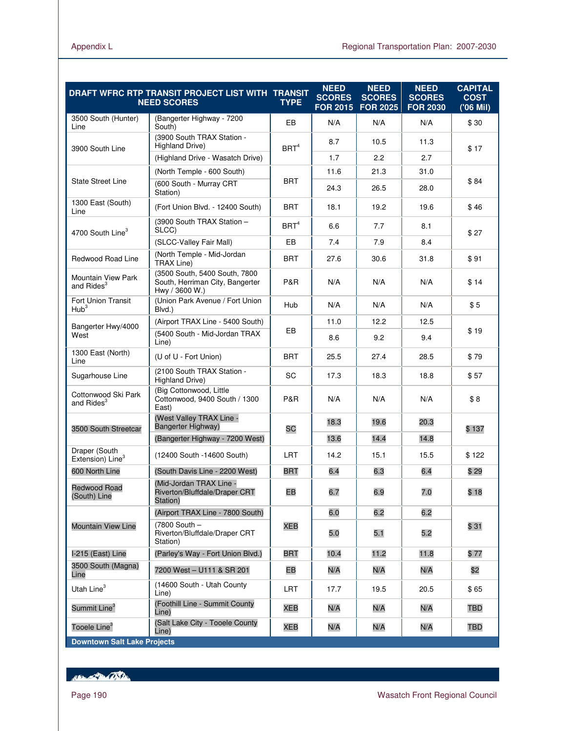| DRAFT WFRC RTP TRANSIT PROJECT LIST WITH NEED SCORES | | TRANSIT TYPE | NEED SCORES FOR 2015 | NEED SCORES FOR 2025 | NEED SCORES FOR 2030 | CAPITAL COST ('06 Mil) |
|---|---|---|---|---|---|---|
| 3500 South (Hunter) Line | (Bangerter Highway - 7200 South) | EB | N/A | N/A | N/A | $ 30 |
| 3900 South Line | (3900 South TRAX Station - Highland Drive) | BRT[4] | 8.7 | 10.5 | 11.3 | $ 17 |
| | (Highland Drive - Wasatch Drive) | | 1.7 | 2.2 | 2.7 | |
| State Street Line | (North Temple - 600 South) | BRT | 11.6 | 21.3 | 31.0 | $ 84 |
| | (600 South - Murray CRT Station) | | 24.3 | 26.5 | 28.0 | |
| 1300 East (South) Line | (Fort Union Blvd. - 12400 South) | BRT | 18.1 | 19.2 | 19.6 | $ 46 |
| 4700 South Line[3] | (3900 South TRAX Station – SLCC) | BRT[4] | 6.6 | 7.7 | 8.1 | $ 27 |
| | (SLCC-Valley Fair Mall) | EB | 7.4 | 7.9 | 8.4 | |
| Redwood Road Line | (North Temple - Mid-Jordan TRAX Line) | BRT | 27.6 | 30.6 | 31.8 | $ 91 |
| Mountain View Park and Rides[3] | (3500 South, 5400 South, 7800 South, Herriman City, Bangerter Hwy / 3600 W.) | P&R | N/A | N/A | N/A | $ 14 |
| Fort Union Transit Hub[3] | (Union Park Avenue / Fort Union Blvd.) | Hub | N/A | N/A | N/A | $ 5 |
| Bangerter Hwy/4000 West | (Airport TRAX Line - 5400 South) | EB | 11.0 | 12.2 | 12.5 | $ 19 |
| | (5400 South - Mid-Jordan TRAX Line) | | 8.6 | 9.2 | 9.4 | |
| 1300 East (North) Line | (U of U - Fort Union) | BRT | 25.5 | 27.4 | 28.5 | $ 79 |
| Sugarhouse Line | (2100 South TRAX Station - Highland Drive) | SC | 17.3 | 18.3 | 18.8 | $ 57 |
| Cottonwood Ski Park and Rides[3] | (Big Cottonwood, Little Cottonwood, 9400 South / 1300 East) | P&R | N/A | N/A | N/A | $ 8 |
| 3500 South Streetcar | (West Valley TRAX Line - Bangerter Highway) | SC | 18.3 | 19.6 | 20.3 | $ 137 |
| | (Bangerter Highway - 7200 West) | | 13.6 | 14.4 | 14.8 | |
| Draper (South Extension) Line[3] | (12400 South -14600 South) | LRT | 14.2 | 15.1 | 15.5 | $ 122 |
| 600 North Line | (South Davis Line - 2200 West) | BRT | 6.4 | 6.3 | 6.4 | $ 29 |
| Redwood Road (South) Line | (Mid-Jordan TRAX Line - Riverton/Bluffdale/Draper CRT Station) | EB | 6.7 | 6.9 | 7.0 | $ 18 |
| Mountain View Line | (Airport TRAX Line - 7800 South) | XEB | 6.0 | 6.2 | 6.2 | $ 31 |
| | (7800 South – Riverton/Bluffdale/Draper CRT Station) | | 5.0 | 5.1 | 5.2 | |
| I-215 (East) Line | (Parley's Way - Fort Union Blvd.) | BRT | 10.4 | 11.2 | 11.8 | $ 77 |
| 3500 South (Magna) Line | 7200 West – U111 & SR 201 | EB | N/A | N/A | N/A | $2 |
| Utah Line[3] | (14600 South - Utah County Line) | LRT | 17.7 | 19.5 | 20.5 | $ 65 |
| Summit Line[3] | (Foothill Line - Summit County Line) | XEB | N/A | N/A | N/A | TBD |
| Tooele Line[3] | (Salt Lake City - Tooele County Line) | XEB | N/A | N/A | N/A | TBD |
| **Downtown Salt Lake Projects** | | | | | | |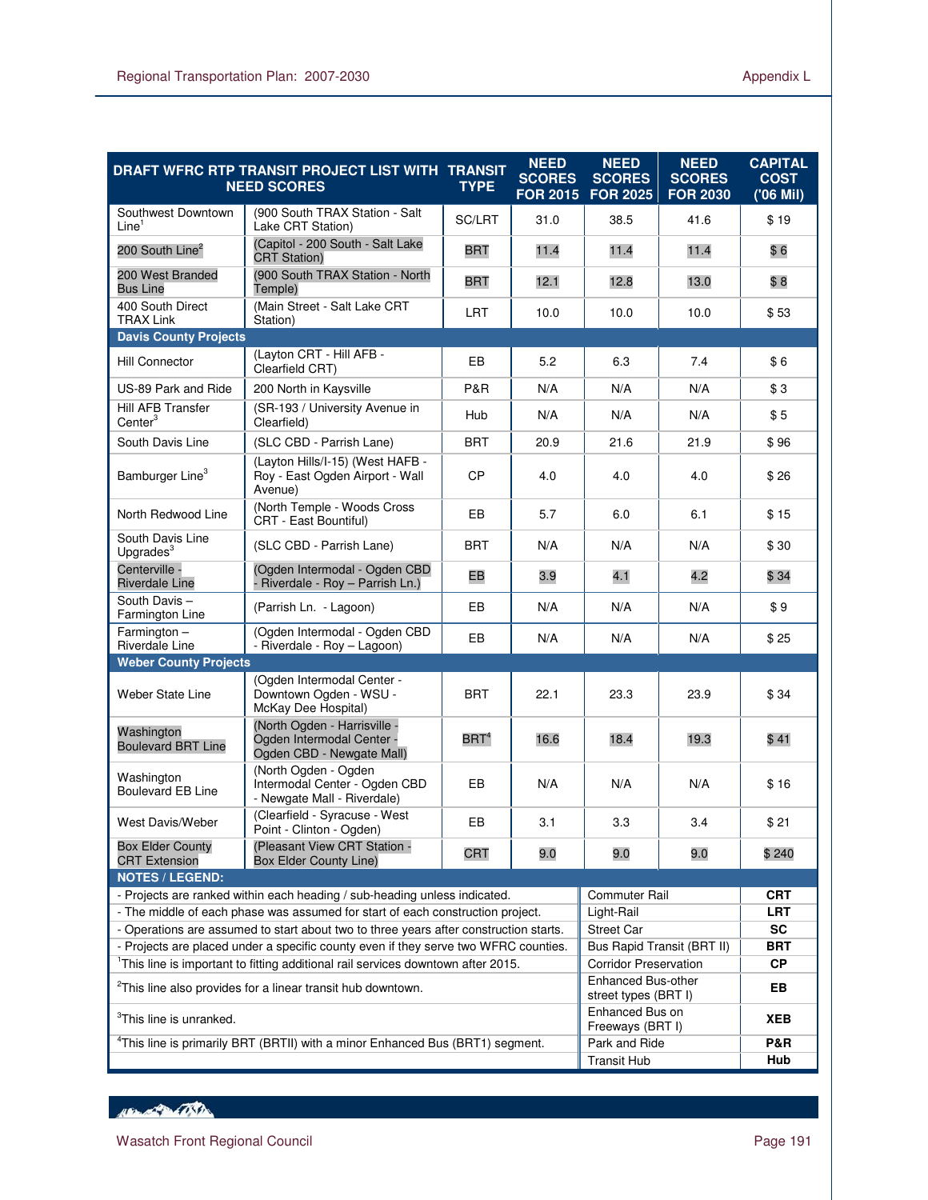| DRAFT WFRC RTP TRANSIT PROJECT LIST WITH NEED SCORES | | TRANSIT TYPE | NEED SCORES FOR 2015 | NEED SCORES FOR 2025 | NEED SCORES FOR 2030 | CAPITAL COST ('06 Mil) |
|---|---|---|---|---|---|---|
| Southwest Downtown Line[1] | (900 South TRAX Station - Salt Lake CRT Station) | SC/LRT | 31.0 | 38.5 | 41.6 | $ 19 |
| 200 South Line[2] | (Capitol - 200 South - Salt Lake CRT Station) | BRT | 11.4 | 11.4 | 11.4 | $ 6 |
| 200 West Branded Bus Line | (900 South TRAX Station - North Temple) | BRT | 12.1 | 12.8 | 13.0 | $ 8 |
| 400 South Direct TRAX Link | (Main Street - Salt Lake CRT Station) | LRT | 10.0 | 10.0 | 10.0 | $ 53 |
| **Davis County Projects** | | | | | | |
| Hill Connector | (Layton CRT - Hill AFB - Clearfield CRT) | EB | 5.2 | 6.3 | 7.4 | $ 6 |
| US-89 Park and Ride | 200 North in Kaysville | P&R | N/A | N/A | N/A | $ 3 |
| Hill AFB Transfer Center[3] | (SR-193 / University Avenue in Clearfield) | Hub | N/A | N/A | N/A | $ 5 |
| South Davis Line | (SLC CBD - Parrish Lane) | BRT | 20.9 | 21.6 | 21.9 | $ 96 |
| Bamburger Line[3] | (Layton Hills/I-15) (West HAFB - Roy - East Ogden Airport - Wall Avenue) | CP | 4.0 | 4.0 | 4.0 | $ 26 |
| North Redwood Line | (North Temple - Woods Cross CRT - East Bountiful) | EB | 5.7 | 6.0 | 6.1 | $ 15 |
| South Davis Line Upgrades[3] | (SLC CBD - Parrish Lane) | BRT | N/A | N/A | N/A | $ 30 |
| Centerville - Riverdale Line | (Ogden Intermodal - Ogden CBD - Riverdale - Roy – Parrish Ln.) | EB | 3.9 | 4.1 | 4.2 | $ 34 |
| South Davis – Farmington Line | (Parrish Ln. - Lagoon) | EB | N/A | N/A | N/A | $ 9 |
| Farmington – Riverdale Line | (Ogden Intermodal - Ogden CBD - Riverdale - Roy – Lagoon) | EB | N/A | N/A | N/A | $ 25 |
| **Weber County Projects** | | | | | | |
| Weber State Line | (Ogden Intermodal Center - Downtown Ogden - WSU - McKay Dee Hospital) | BRT | 22.1 | 23.3 | 23.9 | $ 34 |
| Washington Boulevard BRT Line | (North Ogden - Harrisville - Ogden Intermodal Center - Ogden CBD - Newgate Mall) | BRT[4] | 16.6 | 18.4 | 19.3 | $ 41 |
| Washington Boulevard EB Line | (North Ogden - Ogden Intermodal Center - Ogden CBD - Newgate Mall - Riverdale) | EB | N/A | N/A | N/A | $ 16 |
| West Davis/Weber | (Clearfield - Syracuse - West Point - Clinton - Ogden) | EB | 3.1 | 3.3 | 3.4 | $ 21 |
| Box Elder County CRT Extension | (Pleasant View CRT Station - Box Elder County Line) | CRT | 9.0 | 9.0 | 9.0 | $ 240 |

**NOTES / LEGEND:**

| Notes | Legend | Abbreviation |
|---|---|---|
| - Projects are ranked within each heading / sub-heading unless indicated. | Commuter Rail | **CRT** |
| - The middle of each phase was assumed for start of each construction project. | Light-Rail | **LRT** |
| - Operations are assumed to start about two to three years after construction starts. | Street Car | **SC** |
| - Projects are placed under a specific county even if they serve two WFRC counties. | Bus Rapid Transit (BRT II) | **BRT** |
| [1]This line is important to fitting additional rail services downtown after 2015. | Corridor Preservation | **CP** |
| [2]This line also provides for a linear transit hub downtown. | Enhanced Bus-other street types (BRT I) | **EB** |
| [3]This line is unranked. | Enhanced Bus on Freeways (BRT I) | **XEB** |
| [4]This line is primarily BRT (BRTII) with a minor Enhanced Bus (BRT1) segment. | Park and Ride | **P&R** |
| | Transit Hub | **Hub** |